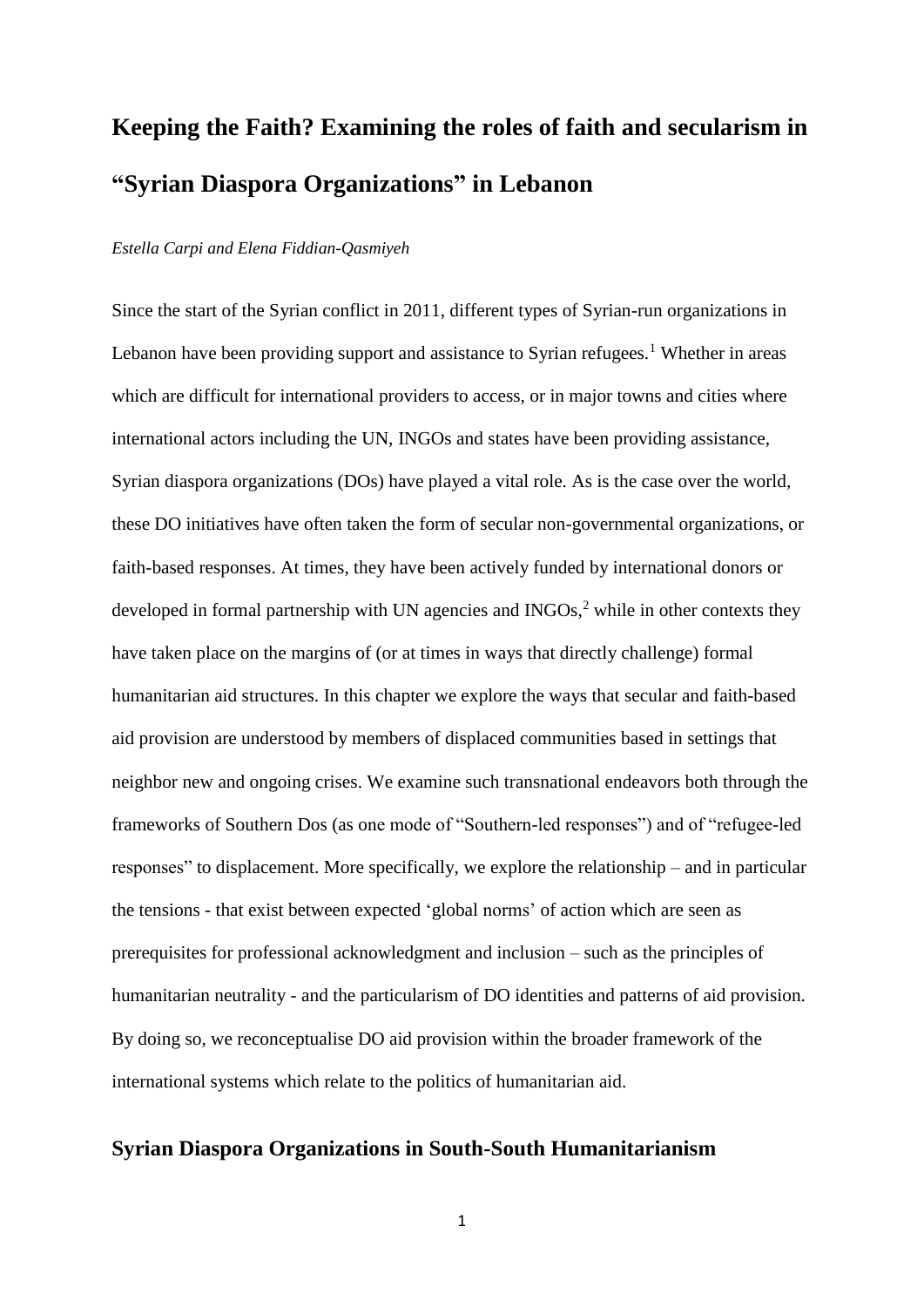# Keeping the Faith? Examining the roles of faith and secularism in "Syrian Diaspora Organizations" in Lebanon

*Estella Carpi and Elena Fiddian-Qasmiyeh*

Since the start of the Syrian conflict in 2011, different types of Syrian-run organizations in Lebanon have been providing support and assistance to Syrian refugees.[1] Whether in areas which are difficult for international providers to access, or in major towns and cities where international actors including the UN, INGOs and states have been providing assistance, Syrian diaspora organizations (DOs) have played a vital role. As is the case over the world, these DO initiatives have often taken the form of secular non-governmental organizations, or faith-based responses. At times, they have been actively funded by international donors or developed in formal partnership with UN agencies and INGOs,[2] while in other contexts they have taken place on the margins of (or at times in ways that directly challenge) formal humanitarian aid structures. In this chapter we explore the ways that secular and faith-based aid provision are understood by members of displaced communities based in settings that neighbor new and ongoing crises. We examine such transnational endeavors both through the frameworks of Southern Dos (as one mode of "Southern-led responses") and of "refugee-led responses" to displacement. More specifically, we explore the relationship – and in particular the tensions - that exist between expected 'global norms' of action which are seen as prerequisites for professional acknowledgment and inclusion – such as the principles of humanitarian neutrality - and the particularism of DO identities and patterns of aid provision. By doing so, we reconceptualise DO aid provision within the broader framework of the international systems which relate to the politics of humanitarian aid.

## Syrian Diaspora Organizations in South-South Humanitarianism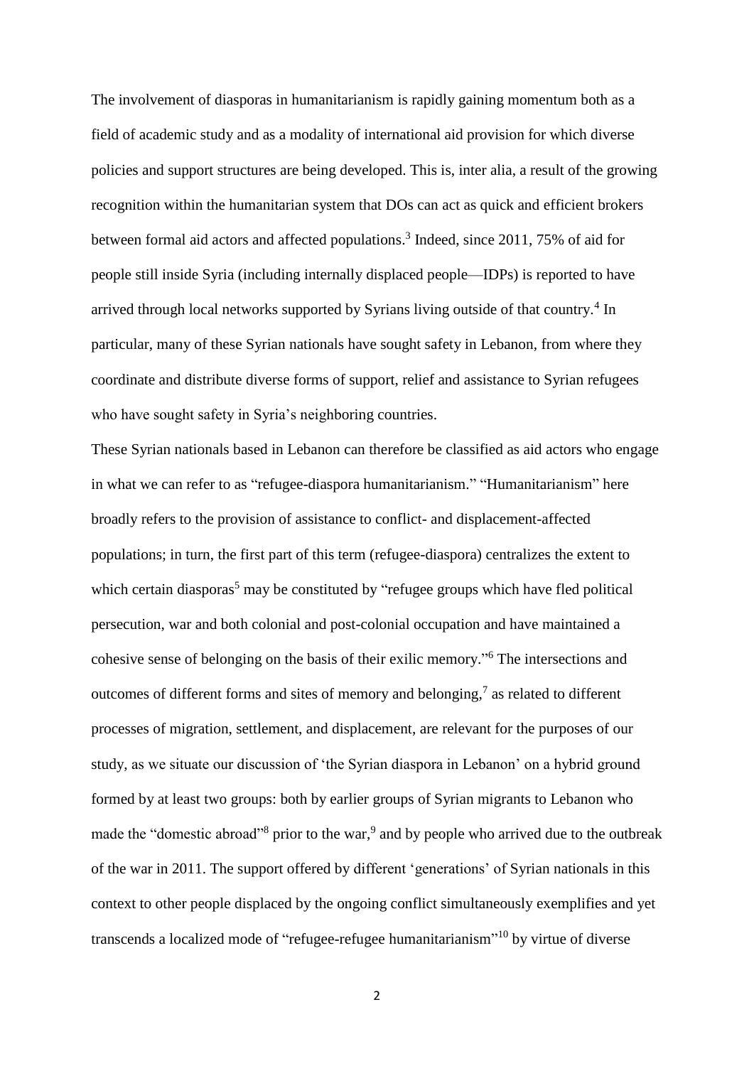The involvement of diasporas in humanitarianism is rapidly gaining momentum both as a field of academic study and as a modality of international aid provision for which diverse policies and support structures are being developed. This is, inter alia, a result of the growing recognition within the humanitarian system that DOs can act as quick and efficient brokers between formal aid actors and affected populations.[3] Indeed, since 2011, 75% of aid for people still inside Syria (including internally displaced people—IDPs) is reported to have arrived through local networks supported by Syrians living outside of that country.[4] In particular, many of these Syrian nationals have sought safety in Lebanon, from where they coordinate and distribute diverse forms of support, relief and assistance to Syrian refugees who have sought safety in Syria's neighboring countries.

These Syrian nationals based in Lebanon can therefore be classified as aid actors who engage in what we can refer to as "refugee-diaspora humanitarianism." "Humanitarianism" here broadly refers to the provision of assistance to conflict- and displacement-affected populations; in turn, the first part of this term (refugee-diaspora) centralizes the extent to which certain diasporas[5] may be constituted by "refugee groups which have fled political persecution, war and both colonial and post-colonial occupation and have maintained a cohesive sense of belonging on the basis of their exilic memory."[6] The intersections and outcomes of different forms and sites of memory and belonging,[7] as related to different processes of migration, settlement, and displacement, are relevant for the purposes of our study, as we situate our discussion of 'the Syrian diaspora in Lebanon' on a hybrid ground formed by at least two groups: both by earlier groups of Syrian migrants to Lebanon who made the "domestic abroad"[8] prior to the war,[9] and by people who arrived due to the outbreak of the war in 2011. The support offered by different 'generations' of Syrian nationals in this context to other people displaced by the ongoing conflict simultaneously exemplifies and yet transcends a localized mode of "refugee-refugee humanitarianism"[10] by virtue of diverse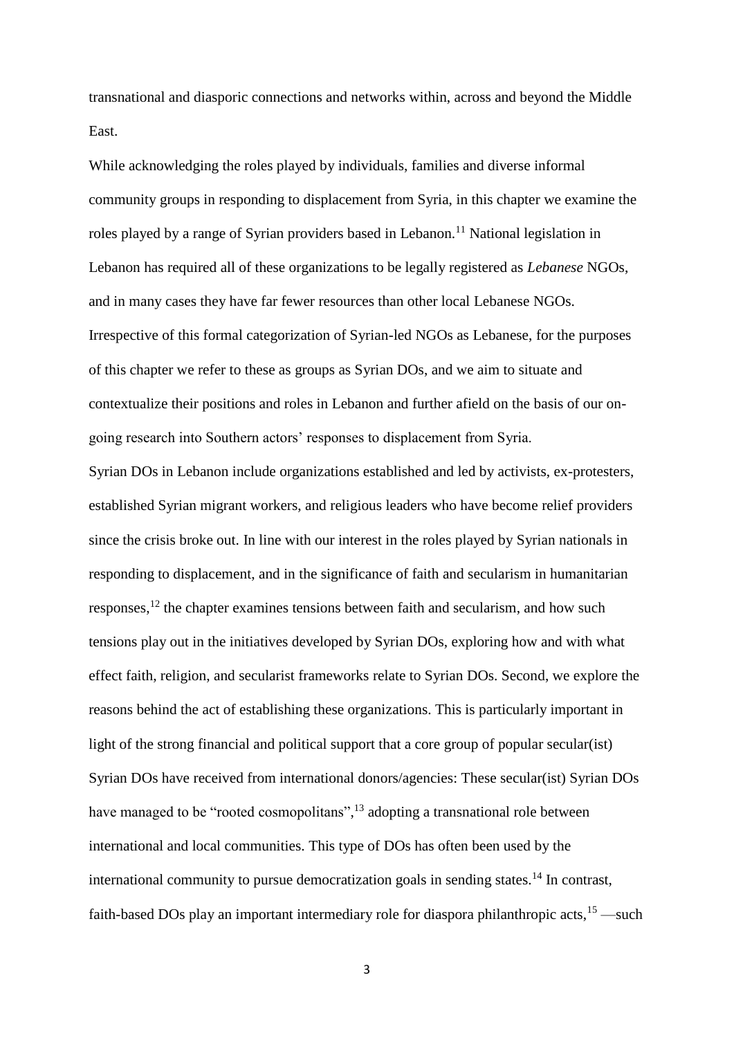transnational and diasporic connections and networks within, across and beyond the Middle East.

While acknowledging the roles played by individuals, families and diverse informal community groups in responding to displacement from Syria, in this chapter we examine the roles played by a range of Syrian providers based in Lebanon.[11] National legislation in Lebanon has required all of these organizations to be legally registered as *Lebanese* NGOs, and in many cases they have far fewer resources than other local Lebanese NGOs. Irrespective of this formal categorization of Syrian-led NGOs as Lebanese, for the purposes of this chapter we refer to these as groups as Syrian DOs, and we aim to situate and contextualize their positions and roles in Lebanon and further afield on the basis of our on-going research into Southern actors' responses to displacement from Syria.

Syrian DOs in Lebanon include organizations established and led by activists, ex-protesters, established Syrian migrant workers, and religious leaders who have become relief providers since the crisis broke out. In line with our interest in the roles played by Syrian nationals in responding to displacement, and in the significance of faith and secularism in humanitarian responses,[12] the chapter examines tensions between faith and secularism, and how such tensions play out in the initiatives developed by Syrian DOs, exploring how and with what effect faith, religion, and secularist frameworks relate to Syrian DOs. Second, we explore the reasons behind the act of establishing these organizations. This is particularly important in light of the strong financial and political support that a core group of popular secular(ist) Syrian DOs have received from international donors/agencies: These secular(ist) Syrian DOs have managed to be "rooted cosmopolitans",[13] adopting a transnational role between international and local communities. This type of DOs has often been used by the international community to pursue democratization goals in sending states.[14] In contrast, faith-based DOs play an important intermediary role for diaspora philanthropic acts,[15] —such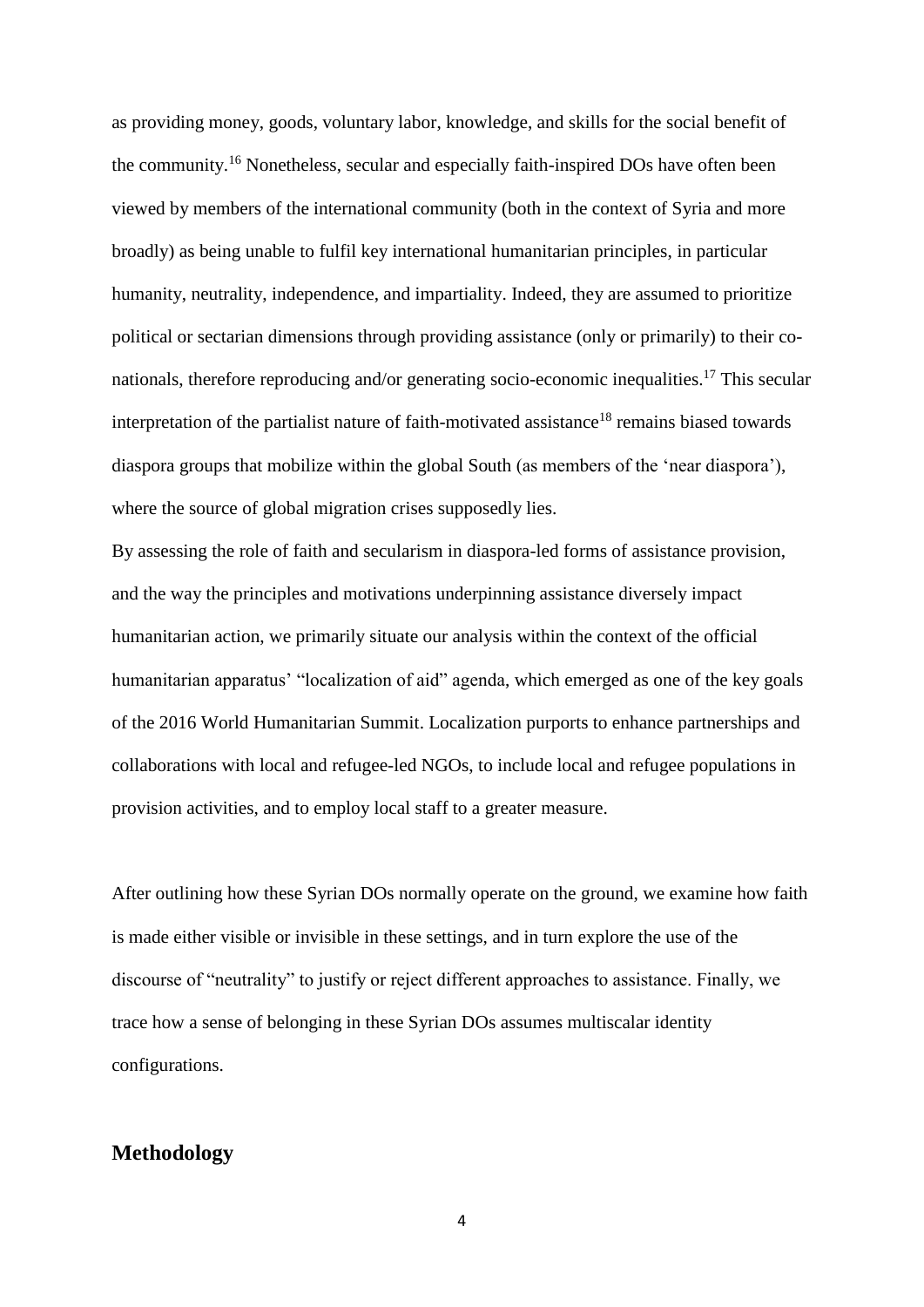as providing money, goods, voluntary labor, knowledge, and skills for the social benefit of the community.[16] Nonetheless, secular and especially faith-inspired DOs have often been viewed by members of the international community (both in the context of Syria and more broadly) as being unable to fulfil key international humanitarian principles, in particular humanity, neutrality, independence, and impartiality. Indeed, they are assumed to prioritize political or sectarian dimensions through providing assistance (only or primarily) to their co-nationals, therefore reproducing and/or generating socio-economic inequalities.[17] This secular interpretation of the partialist nature of faith-motivated assistance[18] remains biased towards diaspora groups that mobilize within the global South (as members of the 'near diaspora'), where the source of global migration crises supposedly lies.

By assessing the role of faith and secularism in diaspora-led forms of assistance provision, and the way the principles and motivations underpinning assistance diversely impact humanitarian action, we primarily situate our analysis within the context of the official humanitarian apparatus' "localization of aid" agenda, which emerged as one of the key goals of the 2016 World Humanitarian Summit. Localization purports to enhance partnerships and collaborations with local and refugee-led NGOs, to include local and refugee populations in provision activities, and to employ local staff to a greater measure.

After outlining how these Syrian DOs normally operate on the ground, we examine how faith is made either visible or invisible in these settings, and in turn explore the use of the discourse of "neutrality" to justify or reject different approaches to assistance. Finally, we trace how a sense of belonging in these Syrian DOs assumes multiscalar identity configurations.

## Methodology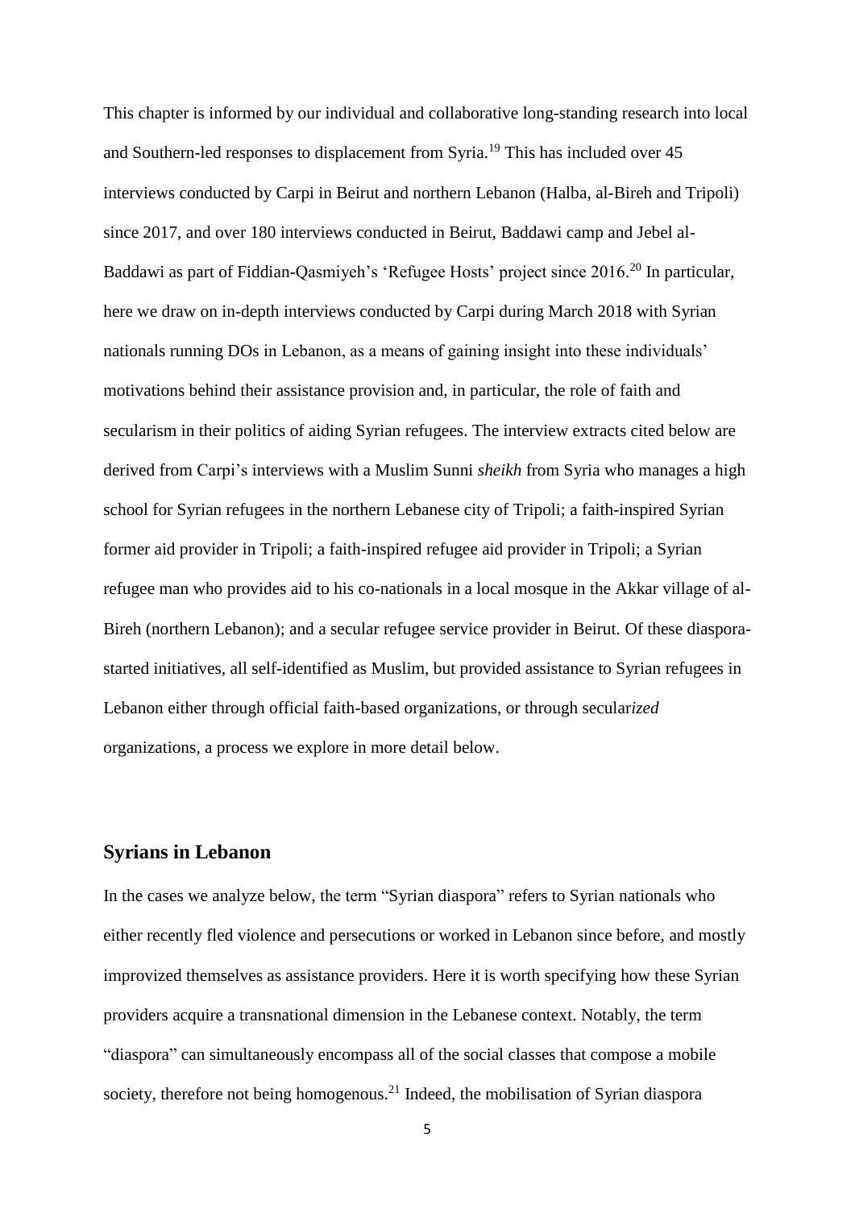This chapter is informed by our individual and collaborative long-standing research into local and Southern-led responses to displacement from Syria.[19] This has included over 45 interviews conducted by Carpi in Beirut and northern Lebanon (Halba, al-Bireh and Tripoli) since 2017, and over 180 interviews conducted in Beirut, Baddawi camp and Jebel al-Baddawi as part of Fiddian-Qasmiyeh's 'Refugee Hosts' project since 2016.[20] In particular, here we draw on in-depth interviews conducted by Carpi during March 2018 with Syrian nationals running DOs in Lebanon, as a means of gaining insight into these individuals' motivations behind their assistance provision and, in particular, the role of faith and secularism in their politics of aiding Syrian refugees. The interview extracts cited below are derived from Carpi's interviews with a Muslim Sunni *sheikh* from Syria who manages a high school for Syrian refugees in the northern Lebanese city of Tripoli; a faith-inspired Syrian former aid provider in Tripoli; a faith-inspired refugee aid provider in Tripoli; a Syrian refugee man who provides aid to his co-nationals in a local mosque in the Akkar village of al-Bireh (northern Lebanon); and a secular refugee service provider in Beirut. Of these diaspora-started initiatives, all self-identified as Muslim, but provided assistance to Syrian refugees in Lebanon either through official faith-based organizations, or through secular*ized* organizations, a process we explore in more detail below.

## Syrians in Lebanon

In the cases we analyze below, the term "Syrian diaspora" refers to Syrian nationals who either recently fled violence and persecutions or worked in Lebanon since before, and mostly improvized themselves as assistance providers. Here it is worth specifying how these Syrian providers acquire a transnational dimension in the Lebanese context. Notably, the term "diaspora" can simultaneously encompass all of the social classes that compose a mobile society, therefore not being homogenous.[21] Indeed, the mobilisation of Syrian diaspora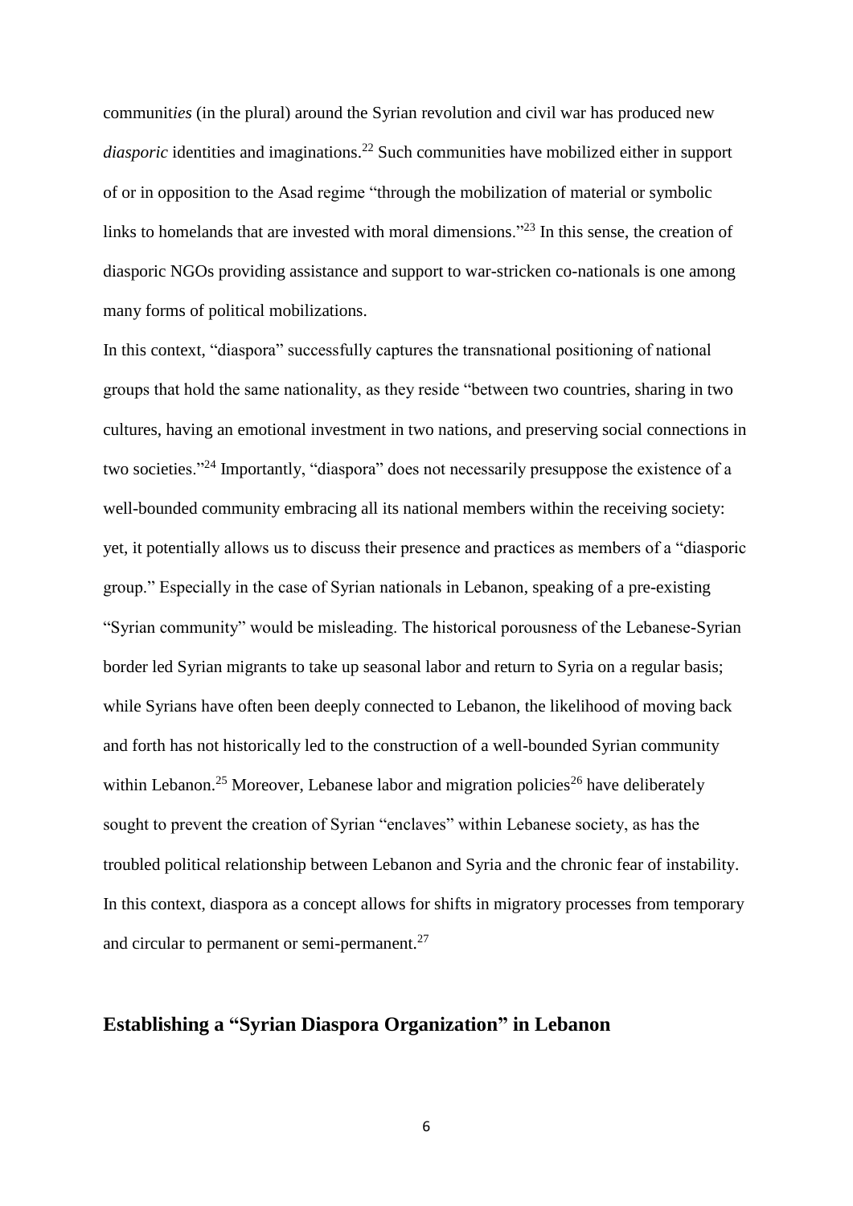communit*ies* (in the plural) around the Syrian revolution and civil war has produced new *diasporic* identities and imaginations.[22] Such communities have mobilized either in support of or in opposition to the Asad regime "through the mobilization of material or symbolic links to homelands that are invested with moral dimensions."[23] In this sense, the creation of diasporic NGOs providing assistance and support to war-stricken co-nationals is one among many forms of political mobilizations.

In this context, "diaspora" successfully captures the transnational positioning of national groups that hold the same nationality, as they reside "between two countries, sharing in two cultures, having an emotional investment in two nations, and preserving social connections in two societies."[24] Importantly, "diaspora" does not necessarily presuppose the existence of a well-bounded community embracing all its national members within the receiving society: yet, it potentially allows us to discuss their presence and practices as members of a "diasporic group." Especially in the case of Syrian nationals in Lebanon, speaking of a pre-existing "Syrian community" would be misleading. The historical porousness of the Lebanese-Syrian border led Syrian migrants to take up seasonal labor and return to Syria on a regular basis; while Syrians have often been deeply connected to Lebanon, the likelihood of moving back and forth has not historically led to the construction of a well-bounded Syrian community within Lebanon.[25] Moreover, Lebanese labor and migration policies[26] have deliberately sought to prevent the creation of Syrian "enclaves" within Lebanese society, as has the troubled political relationship between Lebanon and Syria and the chronic fear of instability. In this context, diaspora as a concept allows for shifts in migratory processes from temporary and circular to permanent or semi-permanent.[27]

## Establishing a "Syrian Diaspora Organization" in Lebanon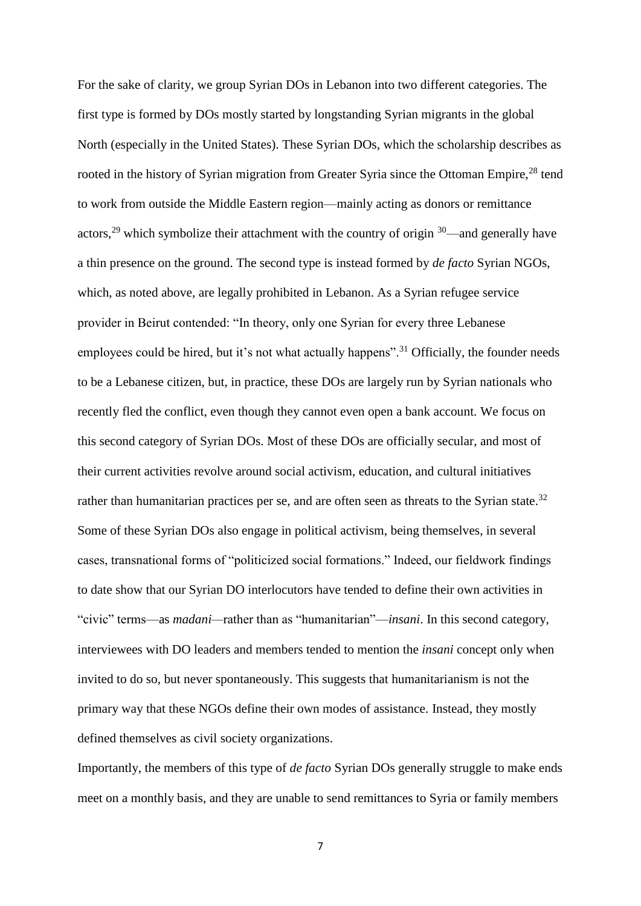For the sake of clarity, we group Syrian DOs in Lebanon into two different categories. The first type is formed by DOs mostly started by longstanding Syrian migrants in the global North (especially in the United States). These Syrian DOs, which the scholarship describes as rooted in the history of Syrian migration from Greater Syria since the Ottoman Empire,[28] tend to work from outside the Middle Eastern region—mainly acting as donors or remittance actors,[29] which symbolize their attachment with the country of origin [30]—and generally have a thin presence on the ground. The second type is instead formed by *de facto* Syrian NGOs, which, as noted above, are legally prohibited in Lebanon. As a Syrian refugee service provider in Beirut contended: "In theory, only one Syrian for every three Lebanese employees could be hired, but it's not what actually happens".[31] Officially, the founder needs to be a Lebanese citizen, but, in practice, these DOs are largely run by Syrian nationals who recently fled the conflict, even though they cannot even open a bank account. We focus on this second category of Syrian DOs. Most of these DOs are officially secular, and most of their current activities revolve around social activism, education, and cultural initiatives rather than humanitarian practices per se, and are often seen as threats to the Syrian state.[32] Some of these Syrian DOs also engage in political activism, being themselves, in several cases, transnational forms of "politicized social formations." Indeed, our fieldwork findings to date show that our Syrian DO interlocutors have tended to define their own activities in "civic" terms—as *madani*—rather than as "humanitarian"—*insani*. In this second category, interviewees with DO leaders and members tended to mention the *insani* concept only when invited to do so, but never spontaneously. This suggests that humanitarianism is not the primary way that these NGOs define their own modes of assistance. Instead, they mostly defined themselves as civil society organizations.

Importantly, the members of this type of *de facto* Syrian DOs generally struggle to make ends meet on a monthly basis, and they are unable to send remittances to Syria or family members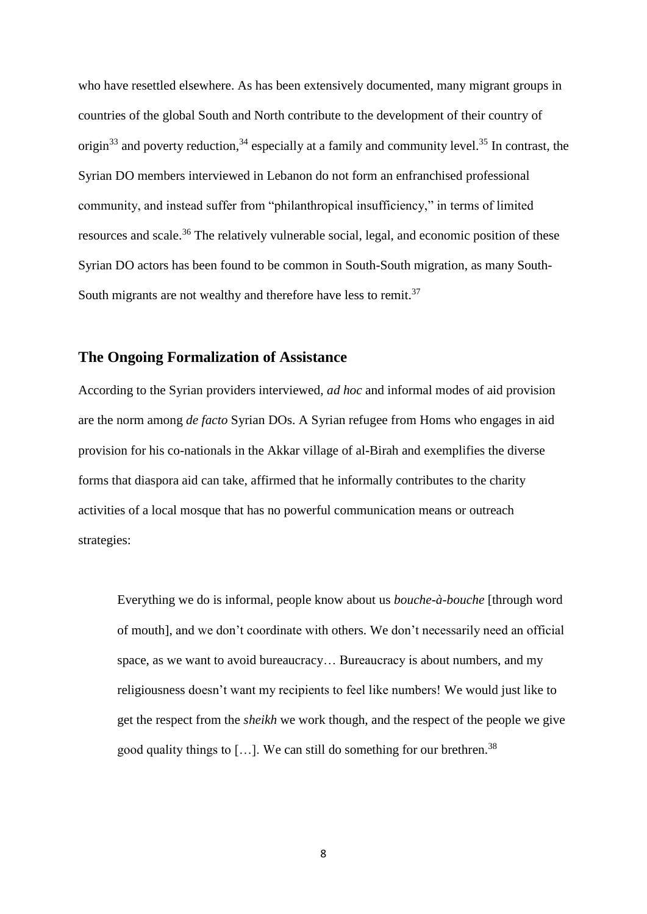who have resettled elsewhere. As has been extensively documented, many migrant groups in countries of the global South and North contribute to the development of their country of origin[33] and poverty reduction,[34] especially at a family and community level.[35] In contrast, the Syrian DO members interviewed in Lebanon do not form an enfranchised professional community, and instead suffer from "philanthropical insufficiency," in terms of limited resources and scale.[36] The relatively vulnerable social, legal, and economic position of these Syrian DO actors has been found to be common in South-South migration, as many South-South migrants are not wealthy and therefore have less to remit.[37]

## The Ongoing Formalization of Assistance

According to the Syrian providers interviewed, *ad hoc* and informal modes of aid provision are the norm among *de facto* Syrian DOs. A Syrian refugee from Homs who engages in aid provision for his co-nationals in the Akkar village of al-Birah and exemplifies the diverse forms that diaspora aid can take, affirmed that he informally contributes to the charity activities of a local mosque that has no powerful communication means or outreach strategies:

> Everything we do is informal, people know about us *bouche-à-bouche* [through word of mouth], and we don't coordinate with others. We don't necessarily need an official space, as we want to avoid bureaucracy… Bureaucracy is about numbers, and my religiousness doesn't want my recipients to feel like numbers! We would just like to get the respect from the *sheikh* we work though, and the respect of the people we give good quality things to […]. We can still do something for our brethren.[38]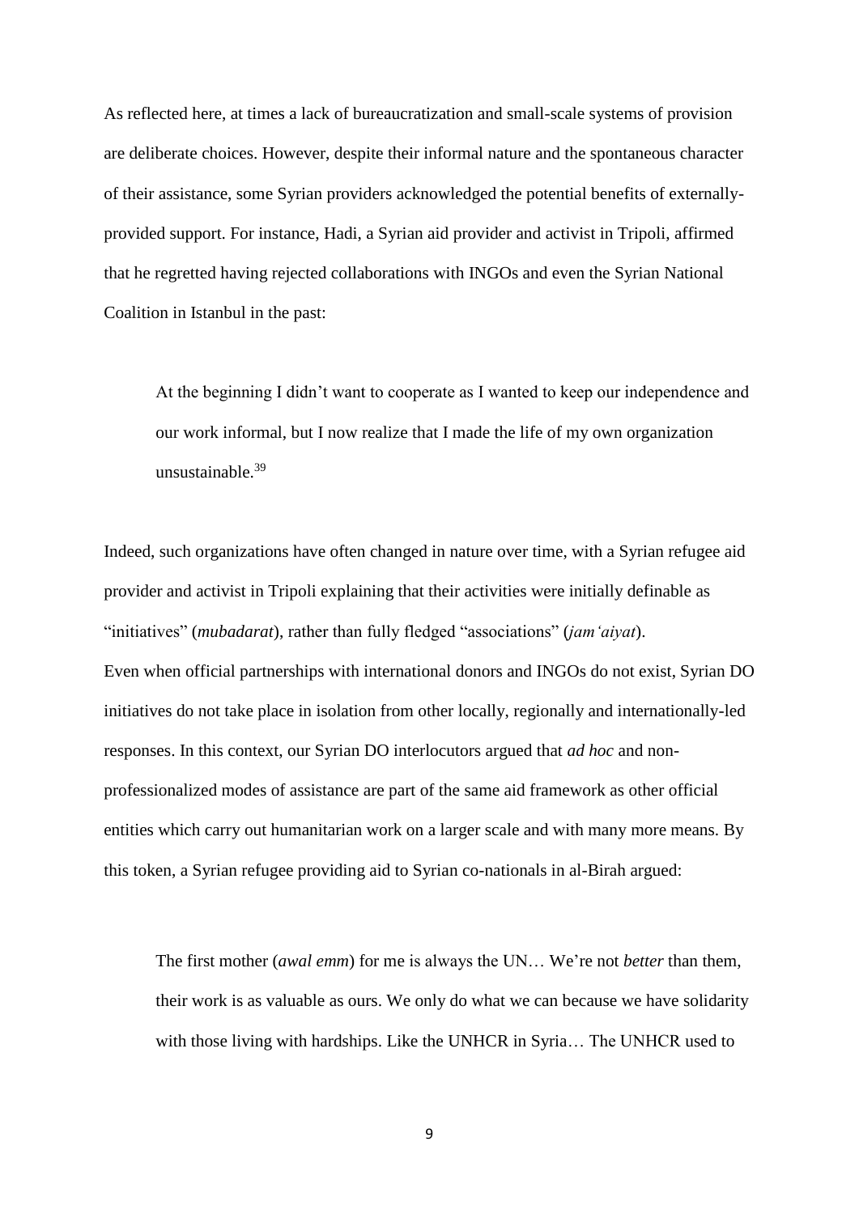As reflected here, at times a lack of bureaucratization and small-scale systems of provision are deliberate choices. However, despite their informal nature and the spontaneous character of their assistance, some Syrian providers acknowledged the potential benefits of externally-provided support. For instance, Hadi, a Syrian aid provider and activist in Tripoli, affirmed that he regretted having rejected collaborations with INGOs and even the Syrian National Coalition in Istanbul in the past:

> At the beginning I didn't want to cooperate as I wanted to keep our independence and our work informal, but I now realize that I made the life of my own organization unsustainable.[39]

Indeed, such organizations have often changed in nature over time, with a Syrian refugee aid provider and activist in Tripoli explaining that their activities were initially definable as "initiatives" (*mubadarat*), rather than fully fledged "associations" (*jam'aiyat*).

Even when official partnerships with international donors and INGOs do not exist, Syrian DO initiatives do not take place in isolation from other locally, regionally and internationally-led responses. In this context, our Syrian DO interlocutors argued that *ad hoc* and non-professionalized modes of assistance are part of the same aid framework as other official entities which carry out humanitarian work on a larger scale and with many more means. By this token, a Syrian refugee providing aid to Syrian co-nationals in al-Birah argued:

> The first mother (*awal emm*) for me is always the UN… We're not *better* than them, their work is as valuable as ours. We only do what we can because we have solidarity with those living with hardships. Like the UNHCR in Syria… The UNHCR used to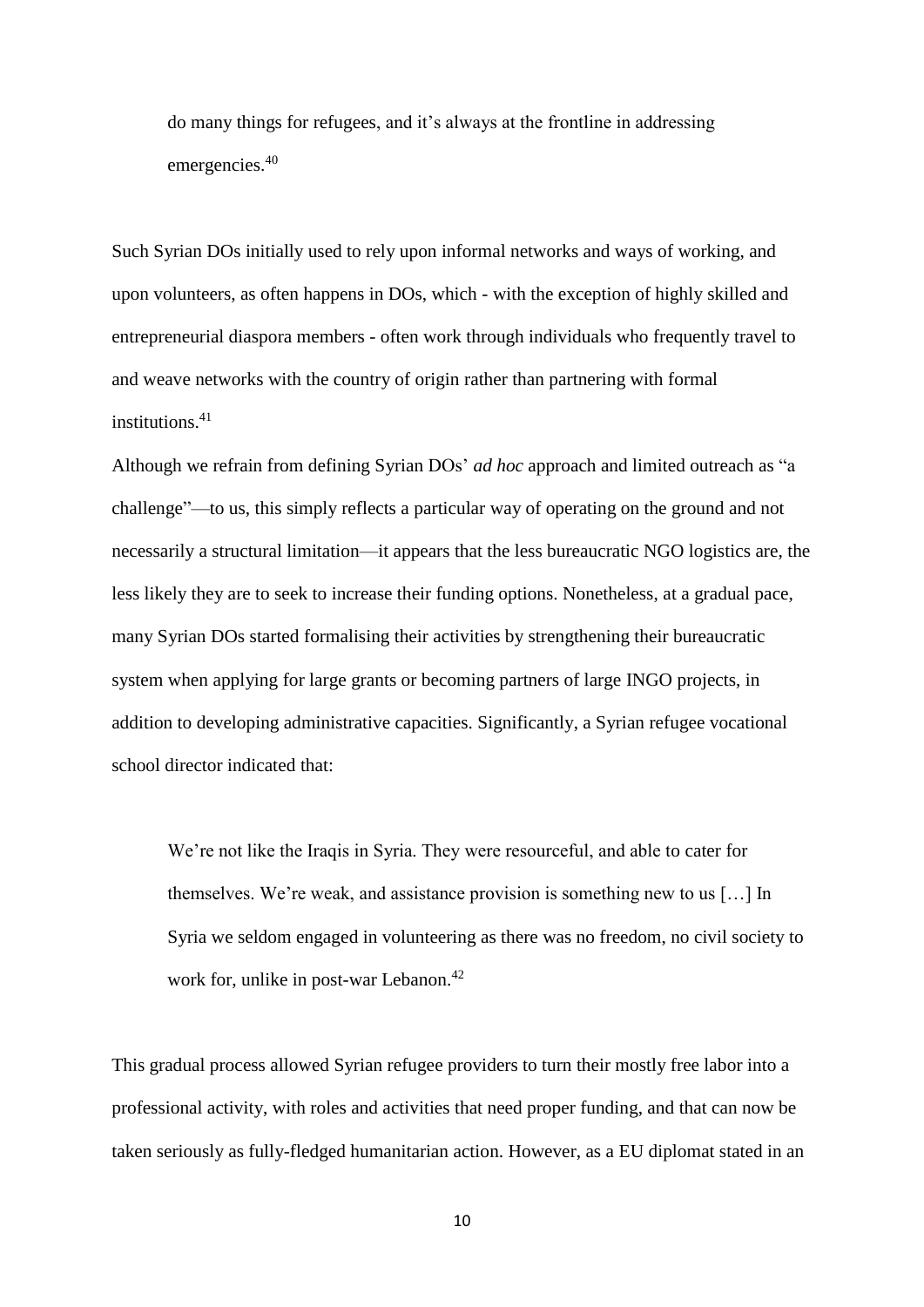do many things for refugees, and it's always at the frontline in addressing emergencies.[40]

Such Syrian DOs initially used to rely upon informal networks and ways of working, and upon volunteers, as often happens in DOs, which - with the exception of highly skilled and entrepreneurial diaspora members - often work through individuals who frequently travel to and weave networks with the country of origin rather than partnering with formal institutions.[41]

Although we refrain from defining Syrian DOs' *ad hoc* approach and limited outreach as "a challenge"—to us, this simply reflects a particular way of operating on the ground and not necessarily a structural limitation—it appears that the less bureaucratic NGO logistics are, the less likely they are to seek to increase their funding options. Nonetheless, at a gradual pace, many Syrian DOs started formalising their activities by strengthening their bureaucratic system when applying for large grants or becoming partners of large INGO projects, in addition to developing administrative capacities. Significantly, a Syrian refugee vocational school director indicated that:

> We're not like the Iraqis in Syria. They were resourceful, and able to cater for themselves. We're weak, and assistance provision is something new to us […] In Syria we seldom engaged in volunteering as there was no freedom, no civil society to work for, unlike in post-war Lebanon.[42]

This gradual process allowed Syrian refugee providers to turn their mostly free labor into a professional activity, with roles and activities that need proper funding, and that can now be taken seriously as fully-fledged humanitarian action. However, as a EU diplomat stated in an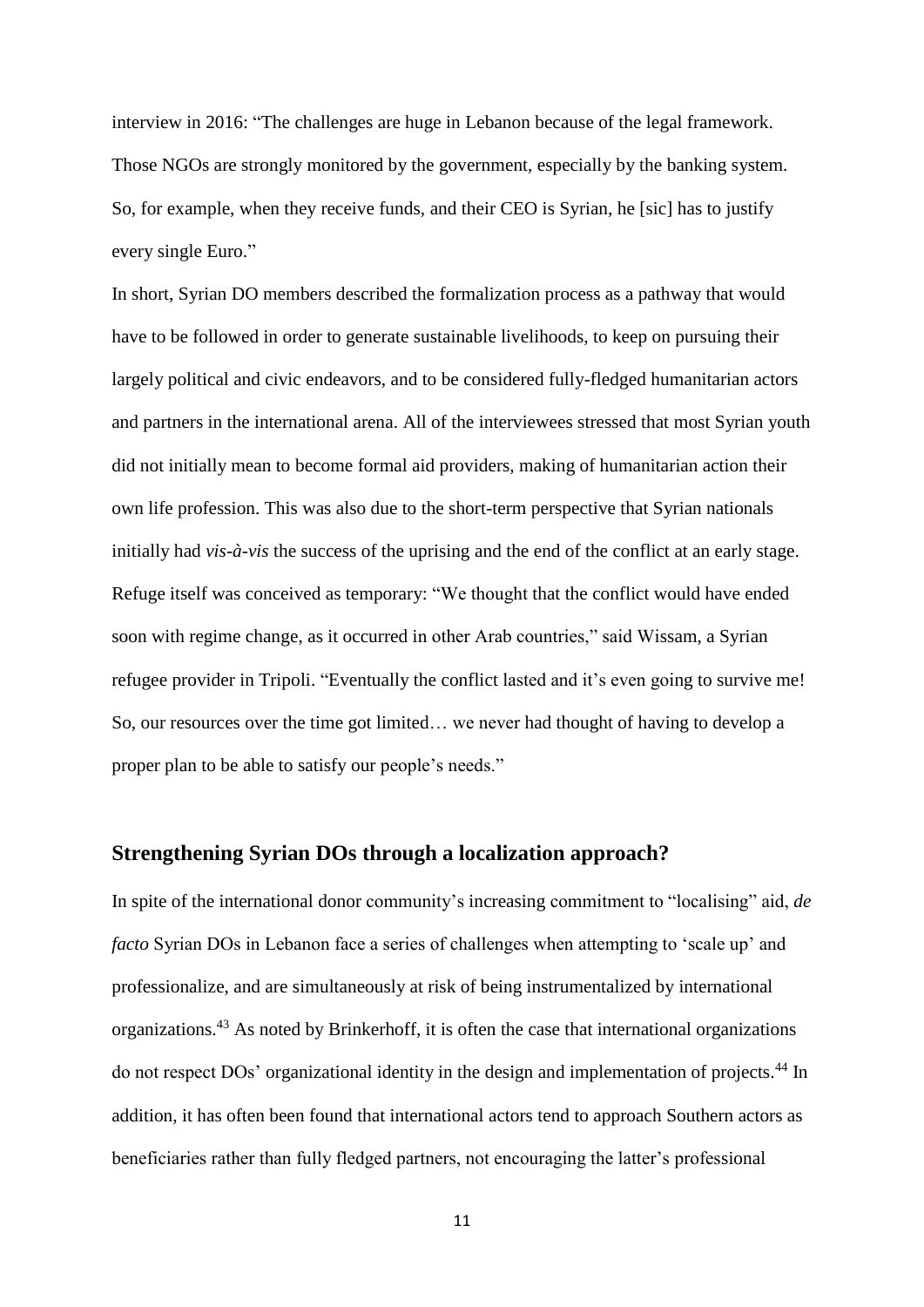interview in 2016: "The challenges are huge in Lebanon because of the legal framework. Those NGOs are strongly monitored by the government, especially by the banking system. So, for example, when they receive funds, and their CEO is Syrian, he [sic] has to justify every single Euro."

In short, Syrian DO members described the formalization process as a pathway that would have to be followed in order to generate sustainable livelihoods, to keep on pursuing their largely political and civic endeavors, and to be considered fully-fledged humanitarian actors and partners in the international arena. All of the interviewees stressed that most Syrian youth did not initially mean to become formal aid providers, making of humanitarian action their own life profession. This was also due to the short-term perspective that Syrian nationals initially had *vis-à-vis* the success of the uprising and the end of the conflict at an early stage. Refuge itself was conceived as temporary: "We thought that the conflict would have ended soon with regime change, as it occurred in other Arab countries," said Wissam, a Syrian refugee provider in Tripoli. "Eventually the conflict lasted and it's even going to survive me! So, our resources over the time got limited… we never had thought of having to develop a proper plan to be able to satisfy our people's needs."

## Strengthening Syrian DOs through a localization approach?

In spite of the international donor community's increasing commitment to "localising" aid, *de facto* Syrian DOs in Lebanon face a series of challenges when attempting to 'scale up' and professionalize, and are simultaneously at risk of being instrumentalized by international organizations.[43] As noted by Brinkerhoff, it is often the case that international organizations do not respect DOs' organizational identity in the design and implementation of projects.[44] In addition, it has often been found that international actors tend to approach Southern actors as beneficiaries rather than fully fledged partners, not encouraging the latter's professional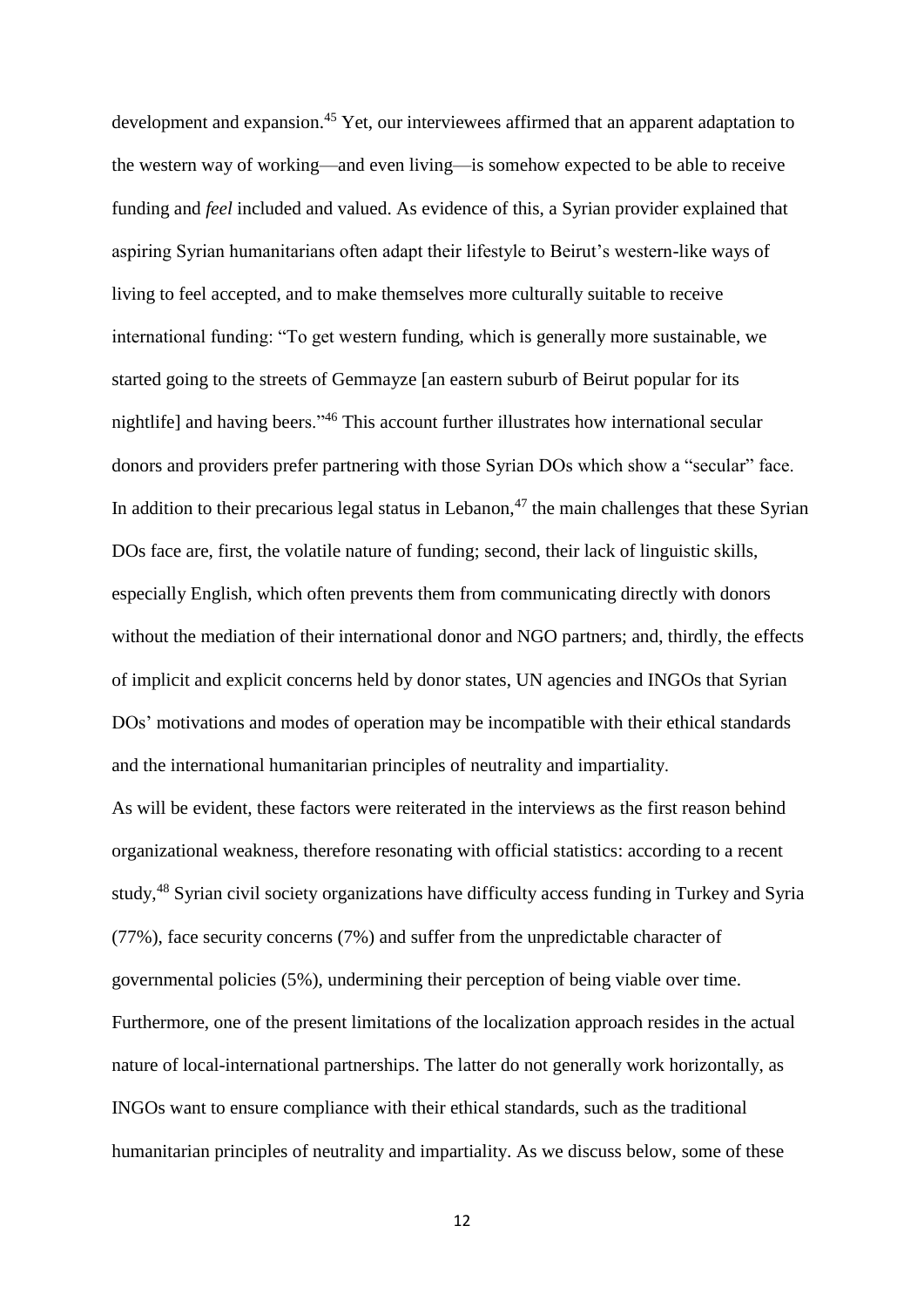development and expansion.[45] Yet, our interviewees affirmed that an apparent adaptation to the western way of working—and even living—is somehow expected to be able to receive funding and *feel* included and valued. As evidence of this, a Syrian provider explained that aspiring Syrian humanitarians often adapt their lifestyle to Beirut's western-like ways of living to feel accepted, and to make themselves more culturally suitable to receive international funding: "To get western funding, which is generally more sustainable, we started going to the streets of Gemmayze [an eastern suburb of Beirut popular for its nightlife] and having beers."[46] This account further illustrates how international secular donors and providers prefer partnering with those Syrian DOs which show a "secular" face. In addition to their precarious legal status in Lebanon,[47] the main challenges that these Syrian DOs face are, first, the volatile nature of funding; second, their lack of linguistic skills, especially English, which often prevents them from communicating directly with donors without the mediation of their international donor and NGO partners; and, thirdly, the effects of implicit and explicit concerns held by donor states, UN agencies and INGOs that Syrian DOs' motivations and modes of operation may be incompatible with their ethical standards and the international humanitarian principles of neutrality and impartiality.

As will be evident, these factors were reiterated in the interviews as the first reason behind organizational weakness, therefore resonating with official statistics: according to a recent study,[48] Syrian civil society organizations have difficulty access funding in Turkey and Syria (77%), face security concerns (7%) and suffer from the unpredictable character of governmental policies (5%), undermining their perception of being viable over time. Furthermore, one of the present limitations of the localization approach resides in the actual nature of local-international partnerships. The latter do not generally work horizontally, as INGOs want to ensure compliance with their ethical standards, such as the traditional humanitarian principles of neutrality and impartiality. As we discuss below, some of these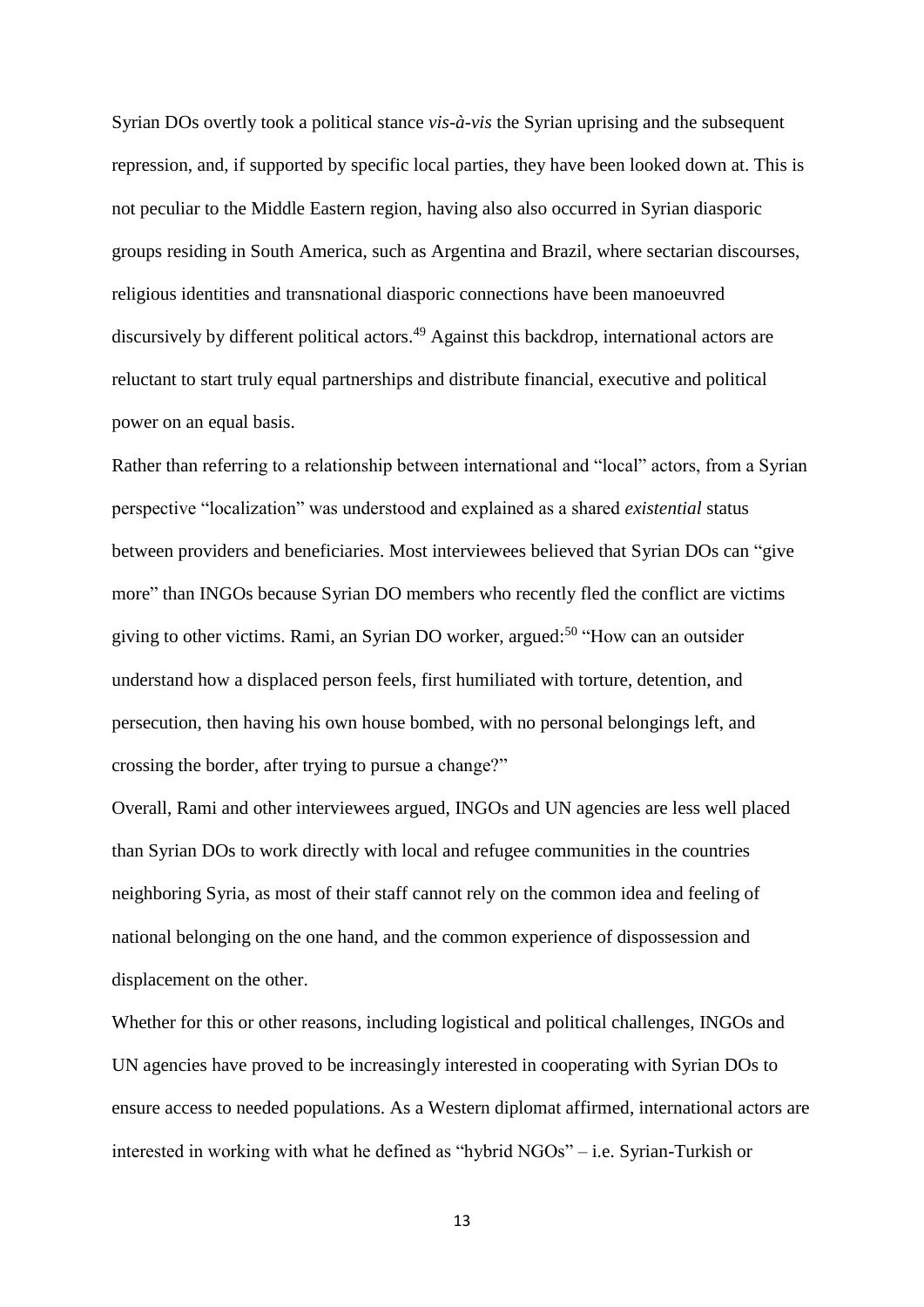Syrian DOs overtly took a political stance *vis-à-vis* the Syrian uprising and the subsequent repression, and, if supported by specific local parties, they have been looked down at. This is not peculiar to the Middle Eastern region, having also also occurred in Syrian diasporic groups residing in South America, such as Argentina and Brazil, where sectarian discourses, religious identities and transnational diasporic connections have been manoeuvred discursively by different political actors.[49] Against this backdrop, international actors are reluctant to start truly equal partnerships and distribute financial, executive and political power on an equal basis.

Rather than referring to a relationship between international and "local" actors, from a Syrian perspective "localization" was understood and explained as a shared *existential* status between providers and beneficiaries. Most interviewees believed that Syrian DOs can "give more" than INGOs because Syrian DO members who recently fled the conflict are victims giving to other victims. Rami, an Syrian DO worker, argued:[50] "How can an outsider understand how a displaced person feels, first humiliated with torture, detention, and persecution, then having his own house bombed, with no personal belongings left, and crossing the border, after trying to pursue a change?"

Overall, Rami and other interviewees argued, INGOs and UN agencies are less well placed than Syrian DOs to work directly with local and refugee communities in the countries neighboring Syria, as most of their staff cannot rely on the common idea and feeling of national belonging on the one hand, and the common experience of dispossession and displacement on the other.

Whether for this or other reasons, including logistical and political challenges, INGOs and UN agencies have proved to be increasingly interested in cooperating with Syrian DOs to ensure access to needed populations. As a Western diplomat affirmed, international actors are interested in working with what he defined as "hybrid NGOs" – i.e. Syrian-Turkish or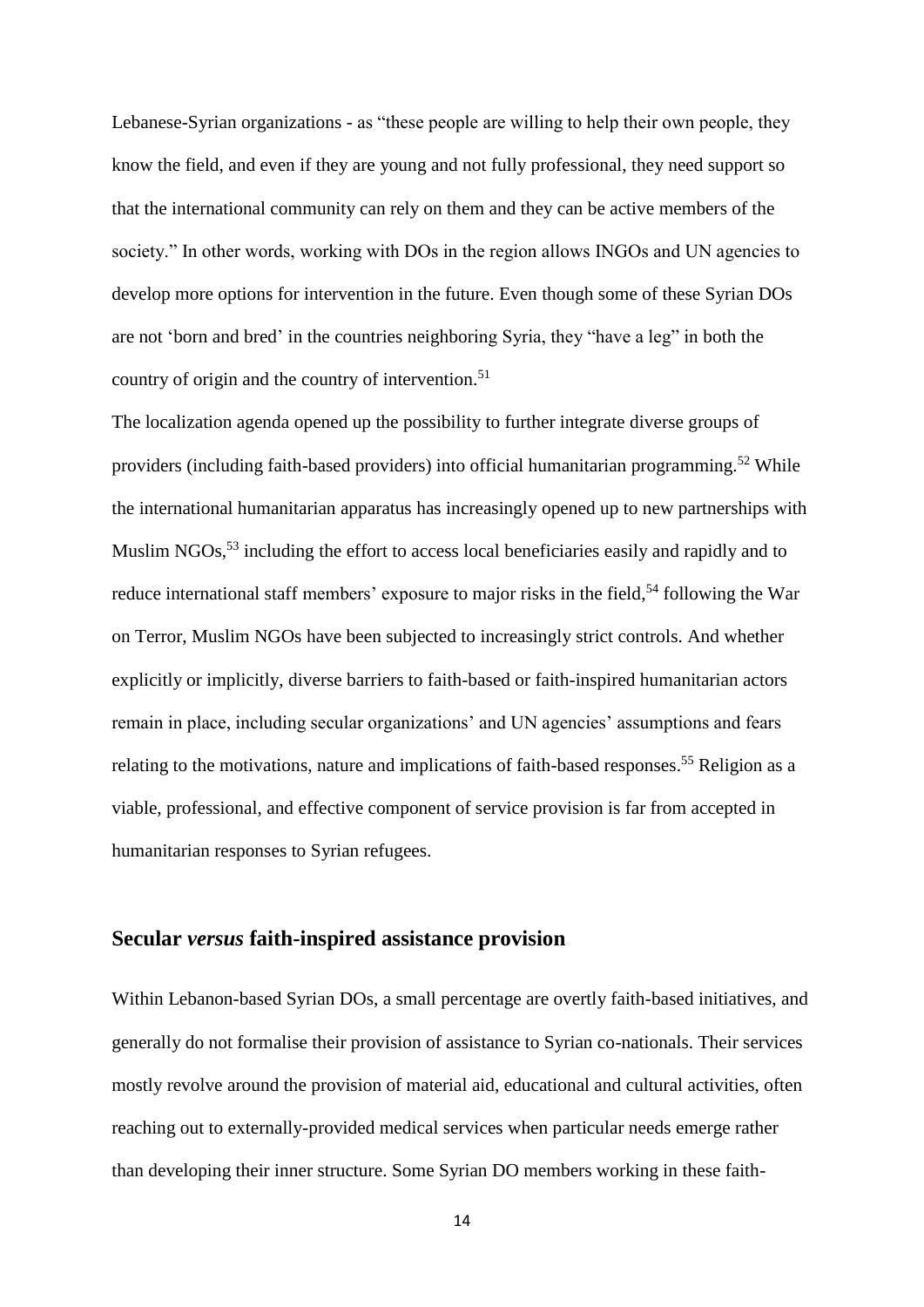Lebanese-Syrian organizations - as "these people are willing to help their own people, they know the field, and even if they are young and not fully professional, they need support so that the international community can rely on them and they can be active members of the society." In other words, working with DOs in the region allows INGOs and UN agencies to develop more options for intervention in the future. Even though some of these Syrian DOs are not 'born and bred' in the countries neighboring Syria, they "have a leg" in both the country of origin and the country of intervention.[51]

The localization agenda opened up the possibility to further integrate diverse groups of providers (including faith-based providers) into official humanitarian programming.[52] While the international humanitarian apparatus has increasingly opened up to new partnerships with Muslim NGOs,[53] including the effort to access local beneficiaries easily and rapidly and to reduce international staff members' exposure to major risks in the field,[54] following the War on Terror, Muslim NGOs have been subjected to increasingly strict controls. And whether explicitly or implicitly, diverse barriers to faith-based or faith-inspired humanitarian actors remain in place, including secular organizations' and UN agencies' assumptions and fears relating to the motivations, nature and implications of faith-based responses.[55] Religion as a viable, professional, and effective component of service provision is far from accepted in humanitarian responses to Syrian refugees.

## Secular *versus* faith-inspired assistance provision

Within Lebanon-based Syrian DOs, a small percentage are overtly faith-based initiatives, and generally do not formalise their provision of assistance to Syrian co-nationals. Their services mostly revolve around the provision of material aid, educational and cultural activities, often reaching out to externally-provided medical services when particular needs emerge rather than developing their inner structure. Some Syrian DO members working in these faith-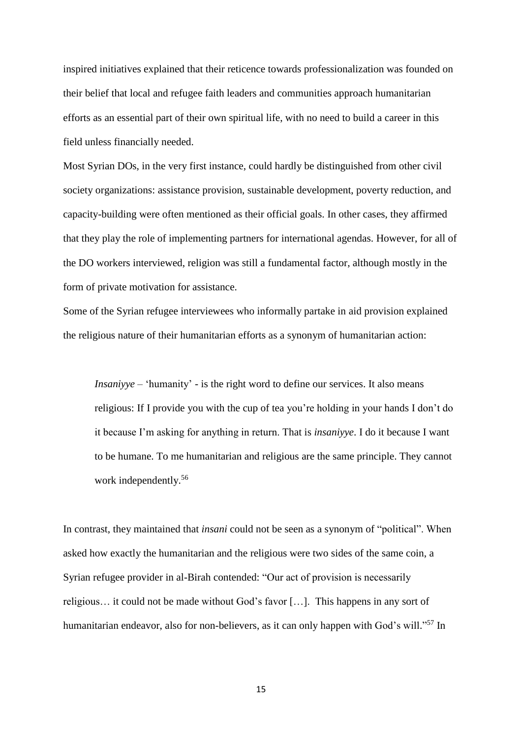inspired initiatives explained that their reticence towards professionalization was founded on their belief that local and refugee faith leaders and communities approach humanitarian efforts as an essential part of their own spiritual life, with no need to build a career in this field unless financially needed.

Most Syrian DOs, in the very first instance, could hardly be distinguished from other civil society organizations: assistance provision, sustainable development, poverty reduction, and capacity-building were often mentioned as their official goals. In other cases, they affirmed that they play the role of implementing partners for international agendas. However, for all of the DO workers interviewed, religion was still a fundamental factor, although mostly in the form of private motivation for assistance.

Some of the Syrian refugee interviewees who informally partake in aid provision explained the religious nature of their humanitarian efforts as a synonym of humanitarian action:

> *Insaniyye* – 'humanity' - is the right word to define our services. It also means religious: If I provide you with the cup of tea you're holding in your hands I don't do it because I'm asking for anything in return. That is *insaniyye*. I do it because I want to be humane. To me humanitarian and religious are the same principle. They cannot work independently.[56]

In contrast, they maintained that *insani* could not be seen as a synonym of "political". When asked how exactly the humanitarian and the religious were two sides of the same coin, a Syrian refugee provider in al-Birah contended: "Our act of provision is necessarily religious… it could not be made without God's favor […]. This happens in any sort of humanitarian endeavor, also for non-believers, as it can only happen with God's will."[57] In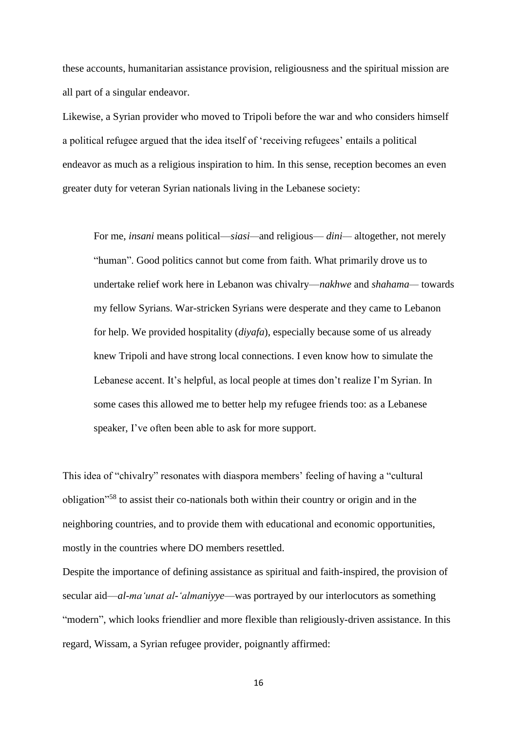these accounts, humanitarian assistance provision, religiousness and the spiritual mission are all part of a singular endeavor.

Likewise, a Syrian provider who moved to Tripoli before the war and who considers himself a political refugee argued that the idea itself of 'receiving refugees' entails a political endeavor as much as a religious inspiration to him. In this sense, reception becomes an even greater duty for veteran Syrian nationals living in the Lebanese society:

> For me, *insani* means political—*siasi*—and religious— *dini*— altogether, not merely "human". Good politics cannot but come from faith. What primarily drove us to undertake relief work here in Lebanon was chivalry—*nakhwe* and *shahama*— towards my fellow Syrians. War-stricken Syrians were desperate and they came to Lebanon for help. We provided hospitality (*diyafa*), especially because some of us already knew Tripoli and have strong local connections. I even know how to simulate the Lebanese accent. It's helpful, as local people at times don't realize I'm Syrian. In some cases this allowed me to better help my refugee friends too: as a Lebanese speaker, I've often been able to ask for more support.

This idea of "chivalry" resonates with diaspora members' feeling of having a "cultural obligation"[58] to assist their co-nationals both within their country or origin and in the neighboring countries, and to provide them with educational and economic opportunities, mostly in the countries where DO members resettled.

Despite the importance of defining assistance as spiritual and faith-inspired, the provision of secular aid—*al-ma'unat al-'almaniyye*—was portrayed by our interlocutors as something "modern", which looks friendlier and more flexible than religiously-driven assistance. In this regard, Wissam, a Syrian refugee provider, poignantly affirmed: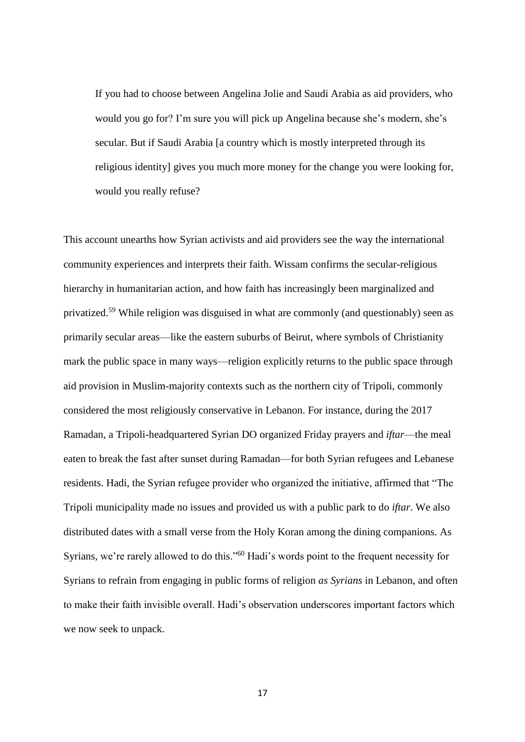> If you had to choose between Angelina Jolie and Saudi Arabia as aid providers, who would you go for? I'm sure you will pick up Angelina because she's modern, she's secular. But if Saudi Arabia [a country which is mostly interpreted through its religious identity] gives you much more money for the change you were looking for, would you really refuse?

This account unearths how Syrian activists and aid providers see the way the international community experiences and interprets their faith. Wissam confirms the secular-religious hierarchy in humanitarian action, and how faith has increasingly been marginalized and privatized.[59] While religion was disguised in what are commonly (and questionably) seen as primarily secular areas—like the eastern suburbs of Beirut, where symbols of Christianity mark the public space in many ways—religion explicitly returns to the public space through aid provision in Muslim-majority contexts such as the northern city of Tripoli, commonly considered the most religiously conservative in Lebanon. For instance, during the 2017 Ramadan, a Tripoli-headquartered Syrian DO organized Friday prayers and *iftar*—the meal eaten to break the fast after sunset during Ramadan—for both Syrian refugees and Lebanese residents. Hadi, the Syrian refugee provider who organized the initiative, affirmed that "The Tripoli municipality made no issues and provided us with a public park to do *iftar*. We also distributed dates with a small verse from the Holy Koran among the dining companions. As Syrians, we're rarely allowed to do this."[60] Hadi's words point to the frequent necessity for Syrians to refrain from engaging in public forms of religion *as Syrians* in Lebanon, and often to make their faith invisible overall. Hadi's observation underscores important factors which we now seek to unpack.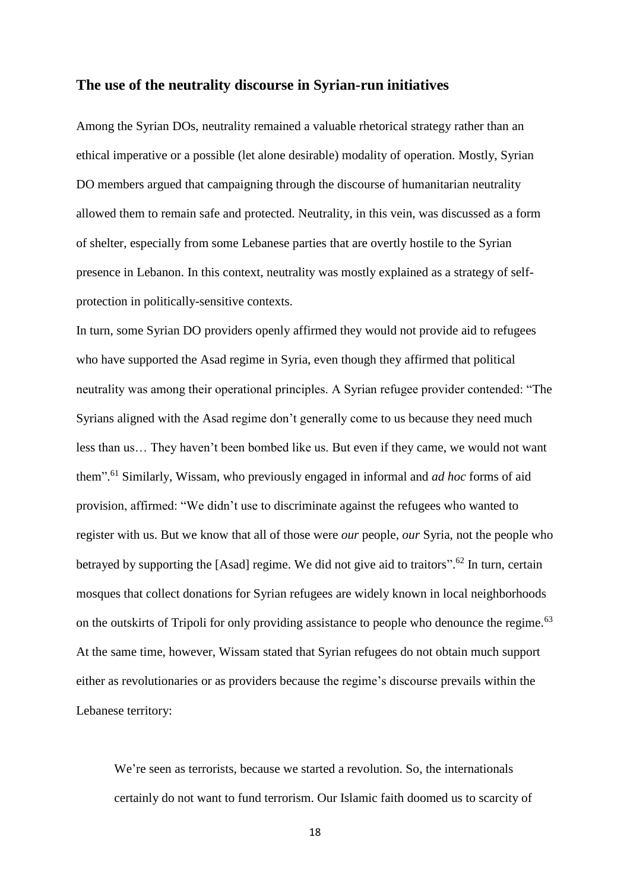## The use of the neutrality discourse in Syrian-run initiatives

Among the Syrian DOs, neutrality remained a valuable rhetorical strategy rather than an ethical imperative or a possible (let alone desirable) modality of operation. Mostly, Syrian DO members argued that campaigning through the discourse of humanitarian neutrality allowed them to remain safe and protected. Neutrality, in this vein, was discussed as a form of shelter, especially from some Lebanese parties that are overtly hostile to the Syrian presence in Lebanon. In this context, neutrality was mostly explained as a strategy of self-protection in politically-sensitive contexts.

In turn, some Syrian DO providers openly affirmed they would not provide aid to refugees who have supported the Asad regime in Syria, even though they affirmed that political neutrality was among their operational principles. A Syrian refugee provider contended: "The Syrians aligned with the Asad regime don't generally come to us because they need much less than us… They haven't been bombed like us. But even if they came, we would not want them".[61] Similarly, Wissam, who previously engaged in informal and *ad hoc* forms of aid provision, affirmed: "We didn't use to discriminate against the refugees who wanted to register with us. But we know that all of those were *our* people, *our* Syria, not the people who betrayed by supporting the [Asad] regime. We did not give aid to traitors".[62] In turn, certain mosques that collect donations for Syrian refugees are widely known in local neighborhoods on the outskirts of Tripoli for only providing assistance to people who denounce the regime.[63] At the same time, however, Wissam stated that Syrian refugees do not obtain much support either as revolutionaries or as providers because the regime's discourse prevails within the Lebanese territory:

> We're seen as terrorists, because we started a revolution. So, the internationals certainly do not want to fund terrorism. Our Islamic faith doomed us to scarcity of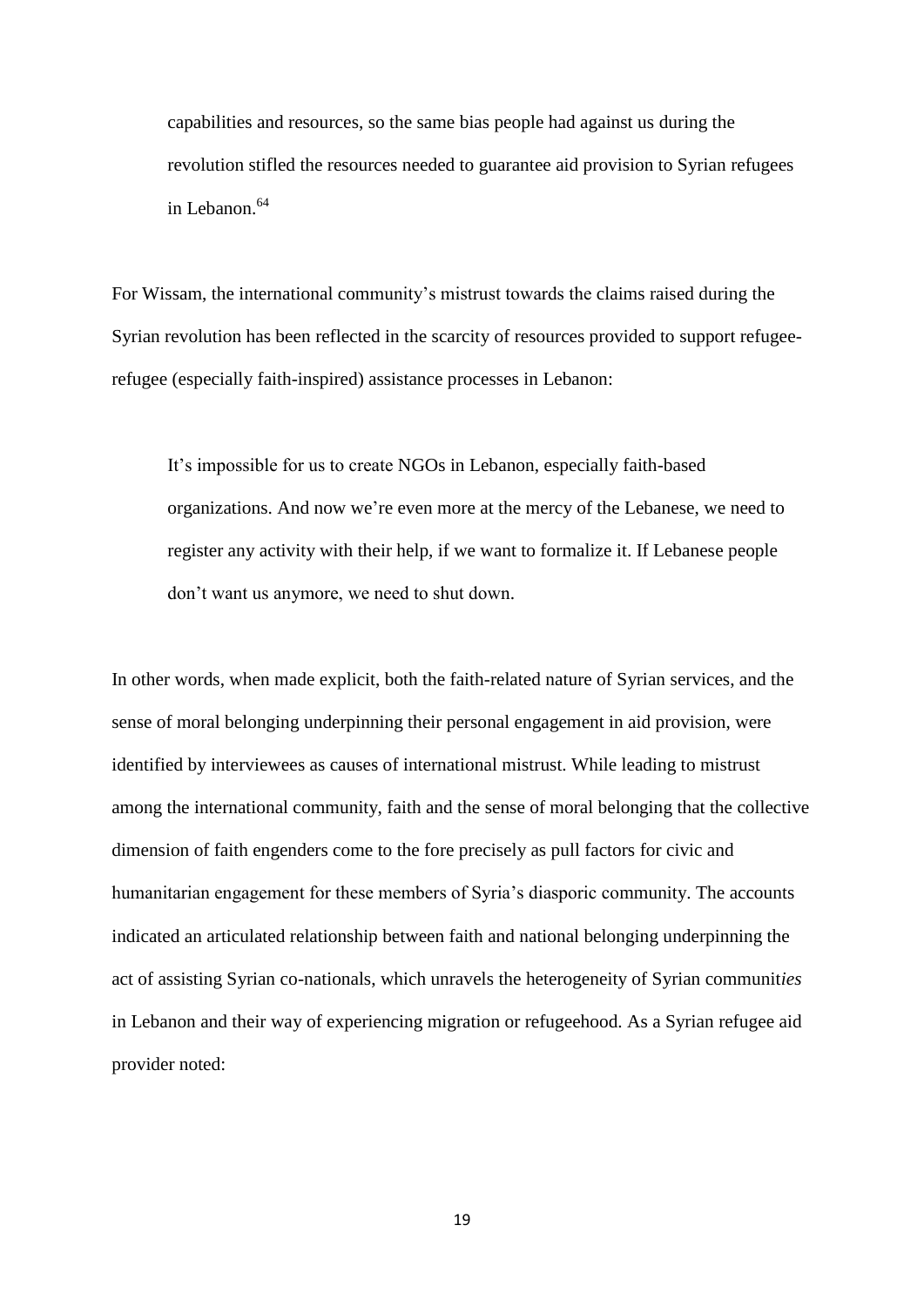> capabilities and resources, so the same bias people had against us during the revolution stifled the resources needed to guarantee aid provision to Syrian refugees in Lebanon.[64]

For Wissam, the international community's mistrust towards the claims raised during the Syrian revolution has been reflected in the scarcity of resources provided to support refugee-refugee (especially faith-inspired) assistance processes in Lebanon:

> It's impossible for us to create NGOs in Lebanon, especially faith-based organizations. And now we're even more at the mercy of the Lebanese, we need to register any activity with their help, if we want to formalize it. If Lebanese people don't want us anymore, we need to shut down.

In other words, when made explicit, both the faith-related nature of Syrian services, and the sense of moral belonging underpinning their personal engagement in aid provision, were identified by interviewees as causes of international mistrust. While leading to mistrust among the international community, faith and the sense of moral belonging that the collective dimension of faith engenders come to the fore precisely as pull factors for civic and humanitarian engagement for these members of Syria's diasporic community. The accounts indicated an articulated relationship between faith and national belonging underpinning the act of assisting Syrian co-nationals, which unravels the heterogeneity of Syrian communit*ies* in Lebanon and their way of experiencing migration or refugeehood. As a Syrian refugee aid provider noted: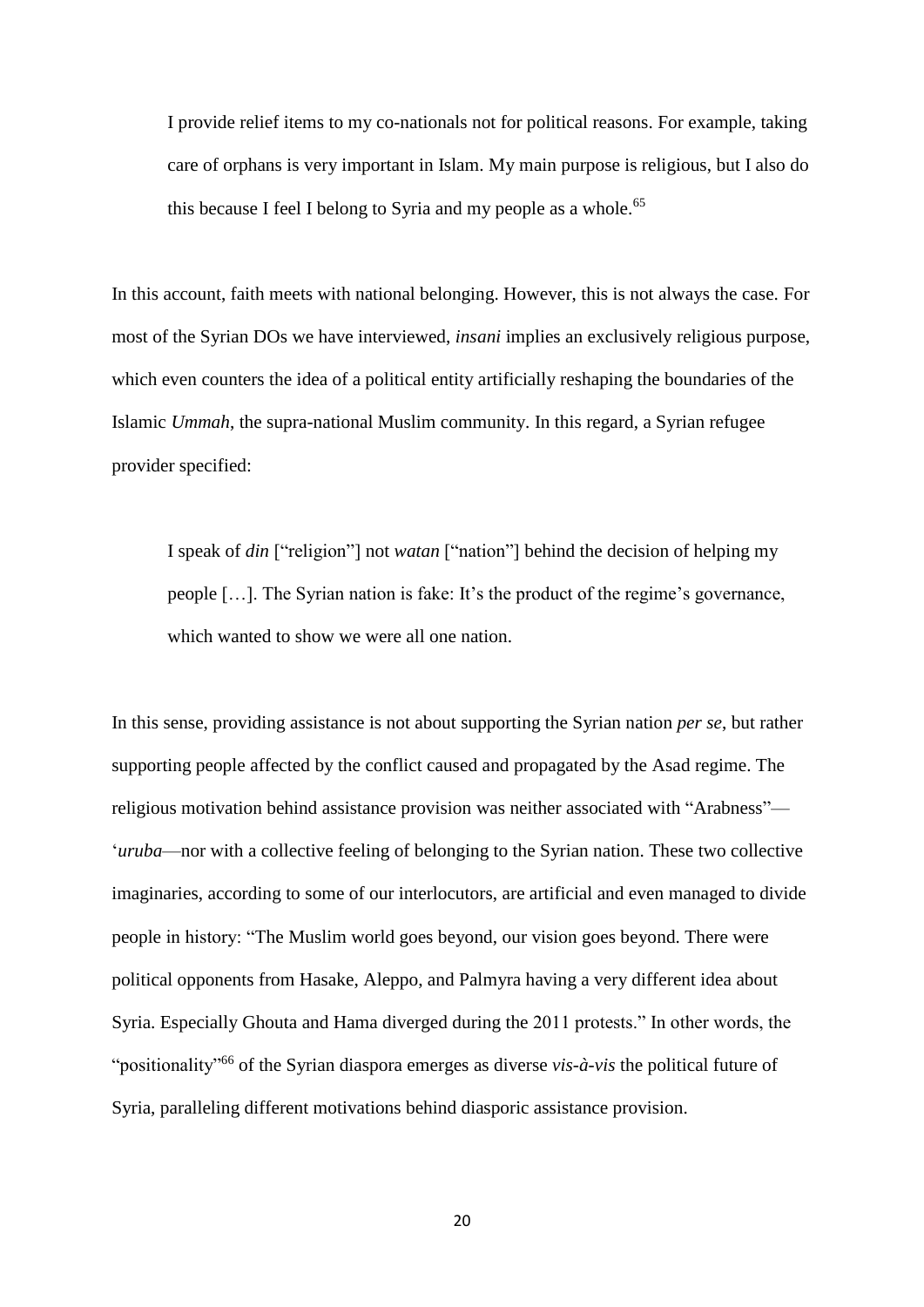> I provide relief items to my co-nationals not for political reasons. For example, taking care of orphans is very important in Islam. My main purpose is religious, but I also do this because I feel I belong to Syria and my people as a whole.[65]

In this account, faith meets with national belonging. However, this is not always the case. For most of the Syrian DOs we have interviewed, *insani* implies an exclusively religious purpose, which even counters the idea of a political entity artificially reshaping the boundaries of the Islamic *Ummah*, the supra-national Muslim community. In this regard, a Syrian refugee provider specified:

> I speak of *din* ["religion"] not *watan* ["nation"] behind the decision of helping my people […]. The Syrian nation is fake: It's the product of the regime's governance, which wanted to show we were all one nation.

In this sense, providing assistance is not about supporting the Syrian nation *per se*, but rather supporting people affected by the conflict caused and propagated by the Asad regime. The religious motivation behind assistance provision was neither associated with "Arabness"—'*uruba*—nor with a collective feeling of belonging to the Syrian nation. These two collective imaginaries, according to some of our interlocutors, are artificial and even managed to divide people in history: "The Muslim world goes beyond, our vision goes beyond. There were political opponents from Hasake, Aleppo, and Palmyra having a very different idea about Syria. Especially Ghouta and Hama diverged during the 2011 protests." In other words, the "positionality"[66] of the Syrian diaspora emerges as diverse *vis-à-vis* the political future of Syria, paralleling different motivations behind diasporic assistance provision.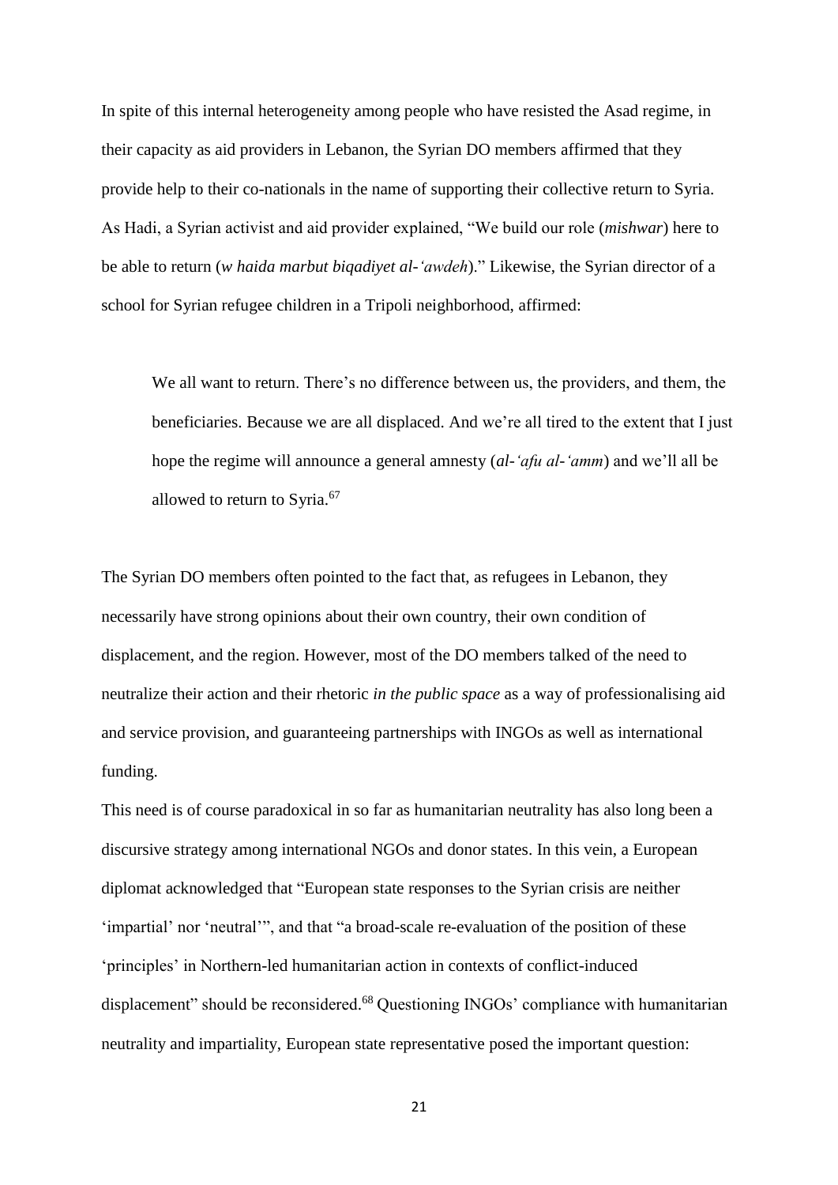In spite of this internal heterogeneity among people who have resisted the Asad regime, in their capacity as aid providers in Lebanon, the Syrian DO members affirmed that they provide help to their co-nationals in the name of supporting their collective return to Syria. As Hadi, a Syrian activist and aid provider explained, "We build our role (*mishwar*) here to be able to return (*w haida marbut biqadiyet al-'awdeh*)." Likewise, the Syrian director of a school for Syrian refugee children in a Tripoli neighborhood, affirmed:

> We all want to return. There's no difference between us, the providers, and them, the beneficiaries. Because we are all displaced. And we're all tired to the extent that I just hope the regime will announce a general amnesty (*al-'afu al-'amm*) and we'll all be allowed to return to Syria.[67]

The Syrian DO members often pointed to the fact that, as refugees in Lebanon, they necessarily have strong opinions about their own country, their own condition of displacement, and the region. However, most of the DO members talked of the need to neutralize their action and their rhetoric *in the public space* as a way of professionalising aid and service provision, and guaranteeing partnerships with INGOs as well as international funding.

This need is of course paradoxical in so far as humanitarian neutrality has also long been a discursive strategy among international NGOs and donor states. In this vein, a European diplomat acknowledged that "European state responses to the Syrian crisis are neither 'impartial' nor 'neutral'", and that "a broad-scale re-evaluation of the position of these 'principles' in Northern-led humanitarian action in contexts of conflict-induced displacement" should be reconsidered.[68] Questioning INGOs' compliance with humanitarian neutrality and impartiality, European state representative posed the important question: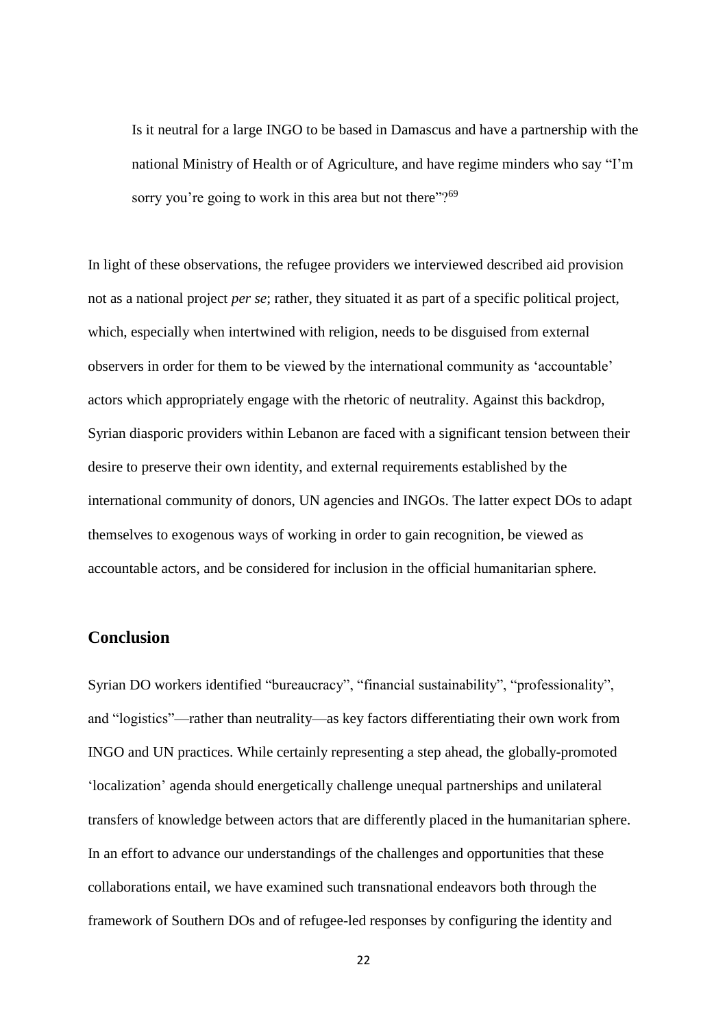> Is it neutral for a large INGO to be based in Damascus and have a partnership with the national Ministry of Health or of Agriculture, and have regime minders who say "I'm sorry you're going to work in this area but not there"?[69]

In light of these observations, the refugee providers we interviewed described aid provision not as a national project *per se*; rather, they situated it as part of a specific political project, which, especially when intertwined with religion, needs to be disguised from external observers in order for them to be viewed by the international community as 'accountable' actors which appropriately engage with the rhetoric of neutrality. Against this backdrop, Syrian diasporic providers within Lebanon are faced with a significant tension between their desire to preserve their own identity, and external requirements established by the international community of donors, UN agencies and INGOs. The latter expect DOs to adapt themselves to exogenous ways of working in order to gain recognition, be viewed as accountable actors, and be considered for inclusion in the official humanitarian sphere.

## Conclusion

Syrian DO workers identified "bureaucracy", "financial sustainability", "professionality", and "logistics"—rather than neutrality—as key factors differentiating their own work from INGO and UN practices. While certainly representing a step ahead, the globally-promoted 'localization' agenda should energetically challenge unequal partnerships and unilateral transfers of knowledge between actors that are differently placed in the humanitarian sphere. In an effort to advance our understandings of the challenges and opportunities that these collaborations entail, we have examined such transnational endeavors both through the framework of Southern DOs and of refugee-led responses by configuring the identity and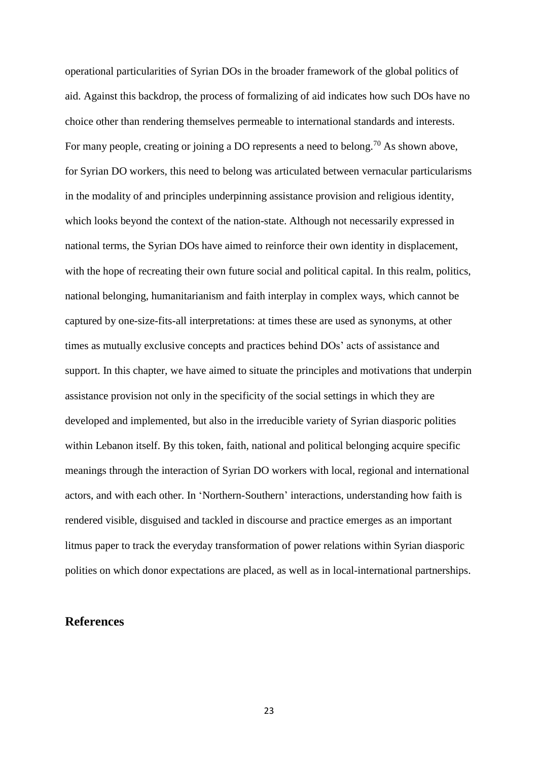operational particularities of Syrian DOs in the broader framework of the global politics of aid. Against this backdrop, the process of formalizing of aid indicates how such DOs have no choice other than rendering themselves permeable to international standards and interests. For many people, creating or joining a DO represents a need to belong.[70] As shown above, for Syrian DO workers, this need to belong was articulated between vernacular particularisms in the modality of and principles underpinning assistance provision and religious identity, which looks beyond the context of the nation-state. Although not necessarily expressed in national terms, the Syrian DOs have aimed to reinforce their own identity in displacement, with the hope of recreating their own future social and political capital. In this realm, politics, national belonging, humanitarianism and faith interplay in complex ways, which cannot be captured by one-size-fits-all interpretations: at times these are used as synonyms, at other times as mutually exclusive concepts and practices behind DOs' acts of assistance and support. In this chapter, we have aimed to situate the principles and motivations that underpin assistance provision not only in the specificity of the social settings in which they are developed and implemented, but also in the irreducible variety of Syrian diasporic polities within Lebanon itself. By this token, faith, national and political belonging acquire specific meanings through the interaction of Syrian DO workers with local, regional and international actors, and with each other. In 'Northern-Southern' interactions, understanding how faith is rendered visible, disguised and tackled in discourse and practice emerges as an important litmus paper to track the everyday transformation of power relations within Syrian diasporic polities on which donor expectations are placed, as well as in local-international partnerships.

## References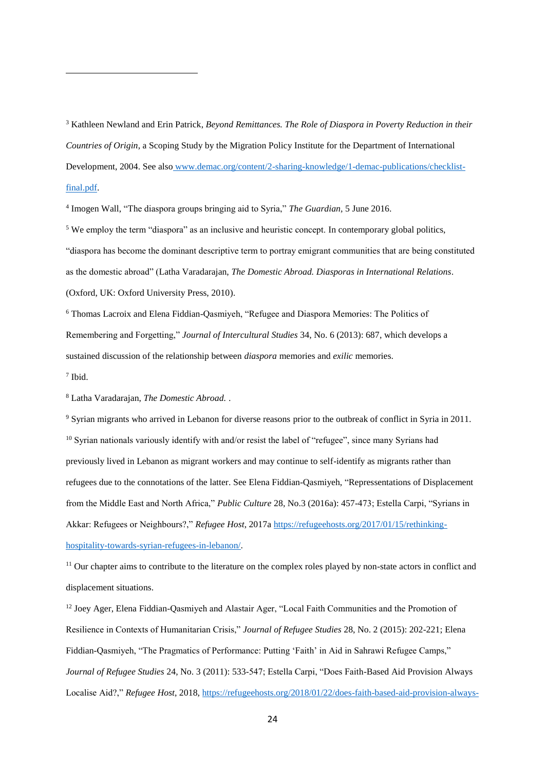[3] Kathleen Newland and Erin Patrick, *Beyond Remittances. The Role of Diaspora in Poverty Reduction in their Countries of Origin*, a Scoping Study by the Migration Policy Institute for the Department of International Development, 2004. See also www.demac.org/content/2-sharing-knowledge/1-demac-publications/checklist-final.pdf.

[4] Imogen Wall, "The diaspora groups bringing aid to Syria," *The Guardian*, 5 June 2016.

[5] We employ the term "diaspora" as an inclusive and heuristic concept. In contemporary global politics, "diaspora has become the dominant descriptive term to portray emigrant communities that are being constituted as the domestic abroad" (Latha Varadarajan, *The Domestic Abroad. Diasporas in International Relations*. (Oxford, UK: Oxford University Press, 2010).

[6] Thomas Lacroix and Elena Fiddian-Qasmiyeh, "Refugee and Diaspora Memories: The Politics of Remembering and Forgetting," *Journal of Intercultural Studies* 34, No. 6 (2013): 687, which develops a sustained discussion of the relationship between *diaspora* memories and *exilic* memories.

[7] Ibid.

[8] Latha Varadarajan, *The Domestic Abroad.* .

[9] Syrian migrants who arrived in Lebanon for diverse reasons prior to the outbreak of conflict in Syria in 2011.

[10] Syrian nationals variously identify with and/or resist the label of "refugee", since many Syrians had previously lived in Lebanon as migrant workers and may continue to self-identify as migrants rather than refugees due to the connotations of the latter. See Elena Fiddian-Qasmiyeh, "Representations of Displacement from the Middle East and North Africa," *Public Culture* 28, No.3 (2016a): 457-473; Estella Carpi, "Syrians in Akkar: Refugees or Neighbours?," *Refugee Host*, 2017a https://refugeehosts.org/2017/01/15/rethinking-hospitality-towards-syrian-refugees-in-lebanon/.

[11] Our chapter aims to contribute to the literature on the complex roles played by non-state actors in conflict and displacement situations.

[12] Joey Ager, Elena Fiddian-Qasmiyeh and Alastair Ager, "Local Faith Communities and the Promotion of Resilience in Contexts of Humanitarian Crisis," *Journal of Refugee Studies* 28, No. 2 (2015): 202-221; Elena Fiddian-Qasmiyeh, "The Pragmatics of Performance: Putting 'Faith' in Aid in Sahrawi Refugee Camps," *Journal of Refugee Studies* 24, No. 3 (2011): 533-547; Estella Carpi, "Does Faith-Based Aid Provision Always Localise Aid?," *Refugee Host*, 2018, https://refugeehosts.org/2018/01/22/does-faith-based-aid-provision-always-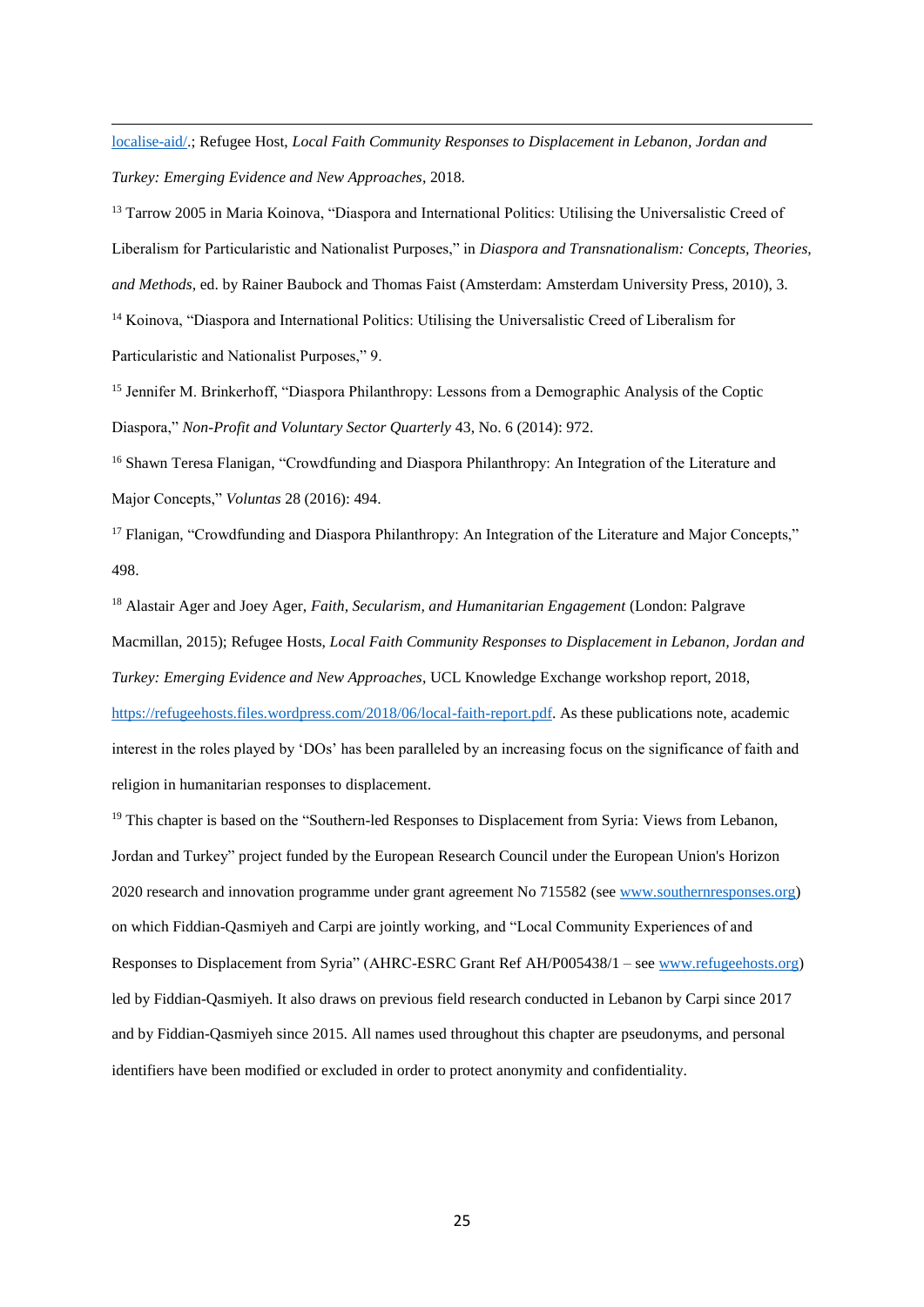localise-aid/.; Refugee Host, *Local Faith Community Responses to Displacement in Lebanon, Jordan and Turkey: Emerging Evidence and New Approaches*, 2018.

[13] Tarrow 2005 in Maria Koinova, "Diaspora and International Politics: Utilising the Universalistic Creed of Liberalism for Particularistic and Nationalist Purposes," in *Diaspora and Transnationalism: Concepts, Theories, and Methods*, ed. by Rainer Baubock and Thomas Faist (Amsterdam: Amsterdam University Press, 2010), 3.

[14] Koinova, "Diaspora and International Politics: Utilising the Universalistic Creed of Liberalism for Particularistic and Nationalist Purposes," 9.

[15] Jennifer M. Brinkerhoff, "Diaspora Philanthropy: Lessons from a Demographic Analysis of the Coptic Diaspora," *Non-Profit and Voluntary Sector Quarterly* 43, No. 6 (2014): 972.

[16] Shawn Teresa Flanigan, "Crowdfunding and Diaspora Philanthropy: An Integration of the Literature and Major Concepts," *Voluntas* 28 (2016): 494.

[17] Flanigan, "Crowdfunding and Diaspora Philanthropy: An Integration of the Literature and Major Concepts," 498.

[18] Alastair Ager and Joey Ager, *Faith, Secularism, and Humanitarian Engagement* (London: Palgrave Macmillan, 2015); Refugee Hosts, *Local Faith Community Responses to Displacement in Lebanon, Jordan and Turkey: Emerging Evidence and New Approaches*, UCL Knowledge Exchange workshop report, 2018, https://refugeehosts.files.wordpress.com/2018/06/local-faith-report.pdf. As these publications note, academic interest in the roles played by 'DOs' has been paralleled by an increasing focus on the significance of faith and religion in humanitarian responses to displacement.

[19] This chapter is based on the "Southern-led Responses to Displacement from Syria: Views from Lebanon, Jordan and Turkey" project funded by the European Research Council under the European Union's Horizon 2020 research and innovation programme under grant agreement No 715582 (see www.southernresponses.org) on which Fiddian-Qasmiyeh and Carpi are jointly working, and "Local Community Experiences of and Responses to Displacement from Syria" (AHRC-ESRC Grant Ref AH/P005438/1 – see www.refugeehosts.org) led by Fiddian-Qasmiyeh. It also draws on previous field research conducted in Lebanon by Carpi since 2017 and by Fiddian-Qasmiyeh since 2015. All names used throughout this chapter are pseudonyms, and personal identifiers have been modified or excluded in order to protect anonymity and confidentiality.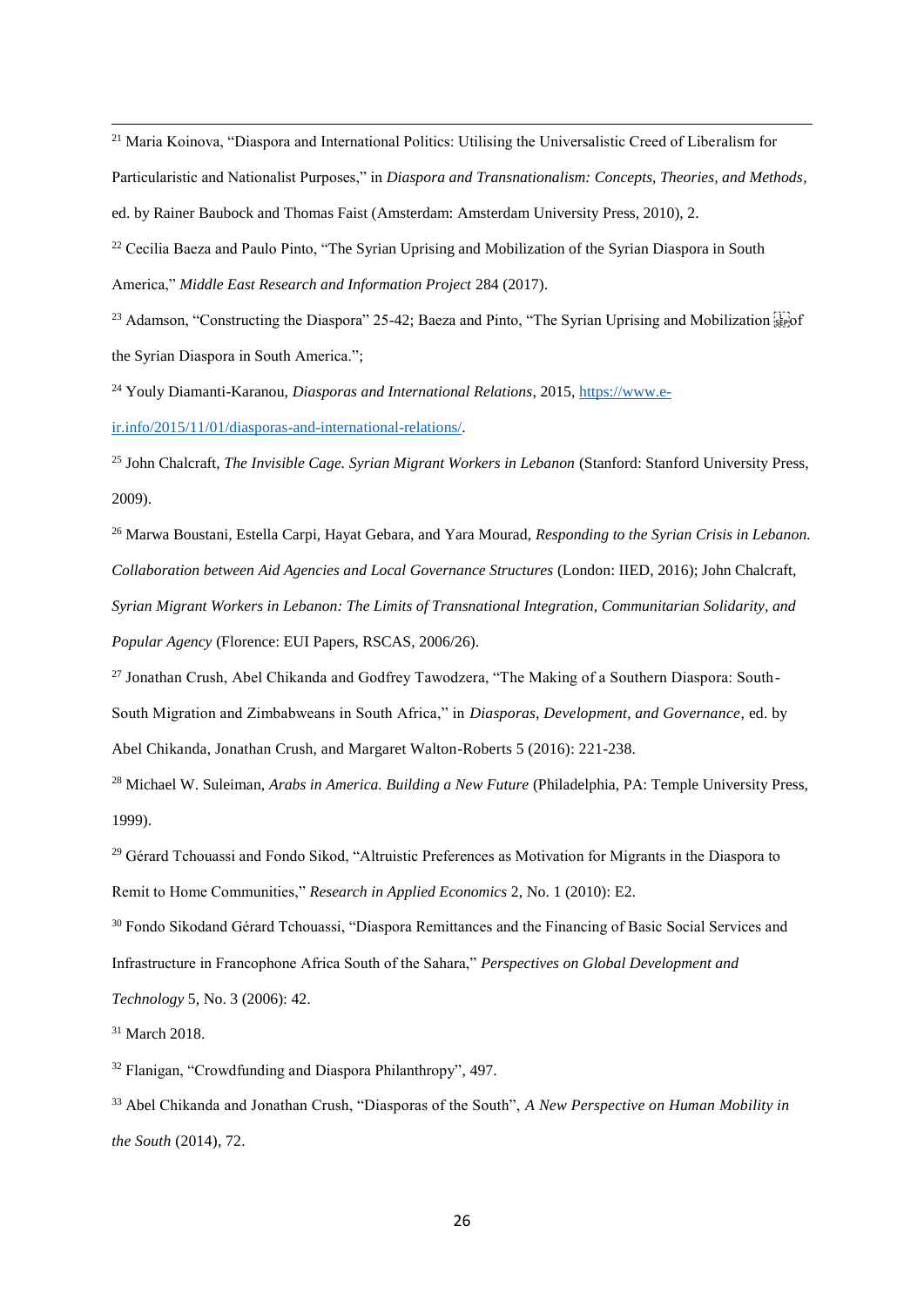[21] Maria Koinova, "Diaspora and International Politics: Utilising the Universalistic Creed of Liberalism for Particularistic and Nationalist Purposes," in *Diaspora and Transnationalism: Concepts, Theories, and Methods*, ed. by Rainer Baubock and Thomas Faist (Amsterdam: Amsterdam University Press, 2010), 2.

[22] Cecilia Baeza and Paulo Pinto, "The Syrian Uprising and Mobilization of the Syrian Diaspora in South America," *Middle East Research and Information Project* 284 (2017).

[23] Adamson, "Constructing the Diaspora" 25-42; Baeza and Pinto, "The Syrian Uprising and Mobilization of the Syrian Diaspora in South America.";

[24] Youly Diamanti-Karanou, *Diasporas and International Relations*, 2015, https://www.e-ir.info/2015/11/01/diasporas-and-international-relations/.

[25] John Chalcraft, *The Invisible Cage. Syrian Migrant Workers in Lebanon* (Stanford: Stanford University Press, 2009).

[26] Marwa Boustani, Estella Carpi, Hayat Gebara, and Yara Mourad, *Responding to the Syrian Crisis in Lebanon. Collaboration between Aid Agencies and Local Governance Structures* (London: IIED, 2016); John Chalcraft, *Syrian Migrant Workers in Lebanon: The Limits of Transnational Integration, Communitarian Solidarity, and Popular Agency* (Florence: EUI Papers, RSCAS, 2006/26).

[27] Jonathan Crush, Abel Chikanda and Godfrey Tawodzera, "The Making of a Southern Diaspora: South-South Migration and Zimbabweans in South Africa," in *Diasporas, Development, and Governance*, ed. by Abel Chikanda, Jonathan Crush, and Margaret Walton-Roberts 5 (2016): 221-238.

[28] Michael W. Suleiman, *Arabs in America. Building a New Future* (Philadelphia, PA: Temple University Press, 1999).

[29] Gérard Tchouassi and Fondo Sikod, "Altruistic Preferences as Motivation for Migrants in the Diaspora to Remit to Home Communities," *Research in Applied Economics* 2, No. 1 (2010): E2.

[30] Fondo Sikodand Gérard Tchouassi, "Diaspora Remittances and the Financing of Basic Social Services and Infrastructure in Francophone Africa South of the Sahara," *Perspectives on Global Development and Technology* 5, No. 3 (2006): 42.

[31] March 2018.

[32] Flanigan, "Crowdfunding and Diaspora Philanthropy", 497.

[33] Abel Chikanda and Jonathan Crush, "Diasporas of the South", *A New Perspective on Human Mobility in the South* (2014), 72.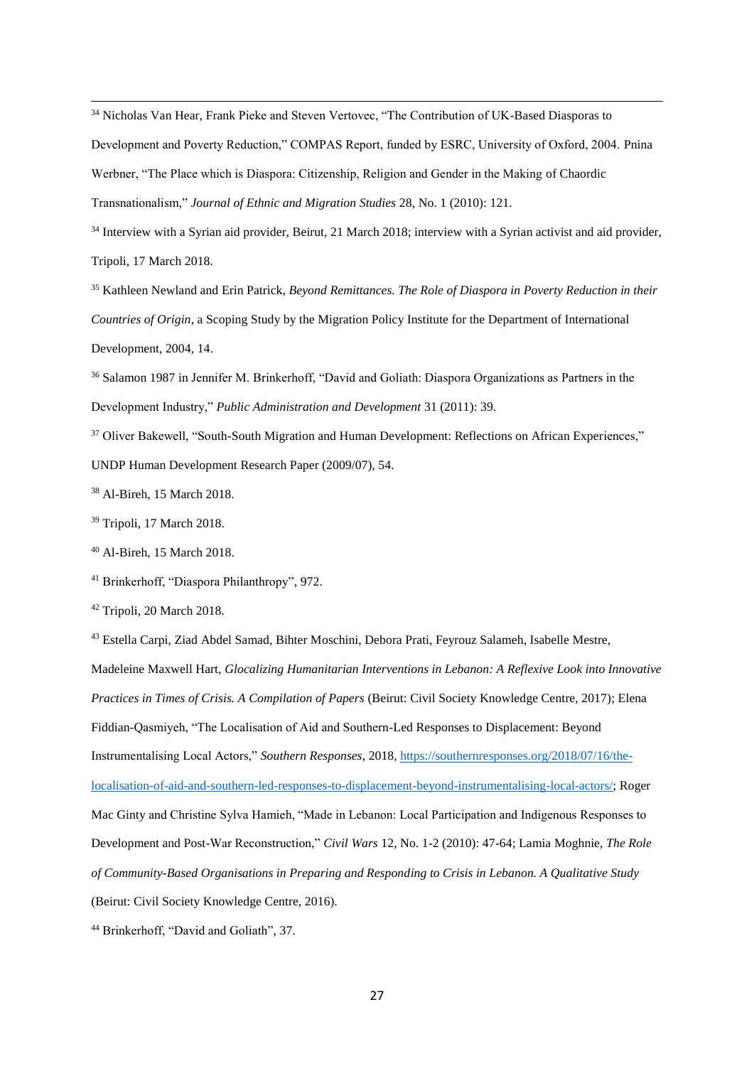[34] Nicholas Van Hear, Frank Pieke and Steven Vertovec, "The Contribution of UK-Based Diasporas to Development and Poverty Reduction," COMPAS Report, funded by ESRC, University of Oxford, 2004. Pnina Werbner, "The Place which is Diaspora: Citizenship, Religion and Gender in the Making of Chaordic Transnationalism," *Journal of Ethnic and Migration Studies* 28, No. 1 (2010): 121.

[34] Interview with a Syrian aid provider, Beirut, 21 March 2018; interview with a Syrian activist and aid provider, Tripoli, 17 March 2018.

[35] Kathleen Newland and Erin Patrick, *Beyond Remittances. The Role of Diaspora in Poverty Reduction in their Countries of Origin*, a Scoping Study by the Migration Policy Institute for the Department of International Development, 2004, 14.

[36] Salamon 1987 in Jennifer M. Brinkerhoff, "David and Goliath: Diaspora Organizations as Partners in the Development Industry," *Public Administration and Development* 31 (2011): 39.

[37] Oliver Bakewell, "South-South Migration and Human Development: Reflections on African Experiences," UNDP Human Development Research Paper (2009/07), 54.

[38] Al-Bireh, 15 March 2018.

[39] Tripoli, 17 March 2018.

[40] Al-Bireh, 15 March 2018.

[41] Brinkerhoff, "Diaspora Philanthropy", 972.

[42] Tripoli, 20 March 2018.

[43] Estella Carpi, Ziad Abdel Samad, Bihter Moschini, Debora Prati, Feyrouz Salameh, Isabelle Mestre, Madeleine Maxwell Hart, *Glocalizing Humanitarian Interventions in Lebanon: A Reflexive Look into Innovative Practices in Times of Crisis. A Compilation of Papers* (Beirut: Civil Society Knowledge Centre, 2017); Elena Fiddian-Qasmiyeh, "The Localisation of Aid and Southern-Led Responses to Displacement: Beyond Instrumentalising Local Actors," *Southern Responses*, 2018, https://southernresponses.org/2018/07/16/the-localisation-of-aid-and-southern-led-responses-to-displacement-beyond-instrumentalising-local-actors/; Roger Mac Ginty and Christine Sylva Hamieh, "Made in Lebanon: Local Participation and Indigenous Responses to Development and Post-War Reconstruction," *Civil Wars* 12, No. 1-2 (2010): 47-64; Lamia Moghnie, *The Role of Community-Based Organisations in Preparing and Responding to Crisis in Lebanon. A Qualitative Study* (Beirut: Civil Society Knowledge Centre, 2016).

[44] Brinkerhoff, "David and Goliath", 37.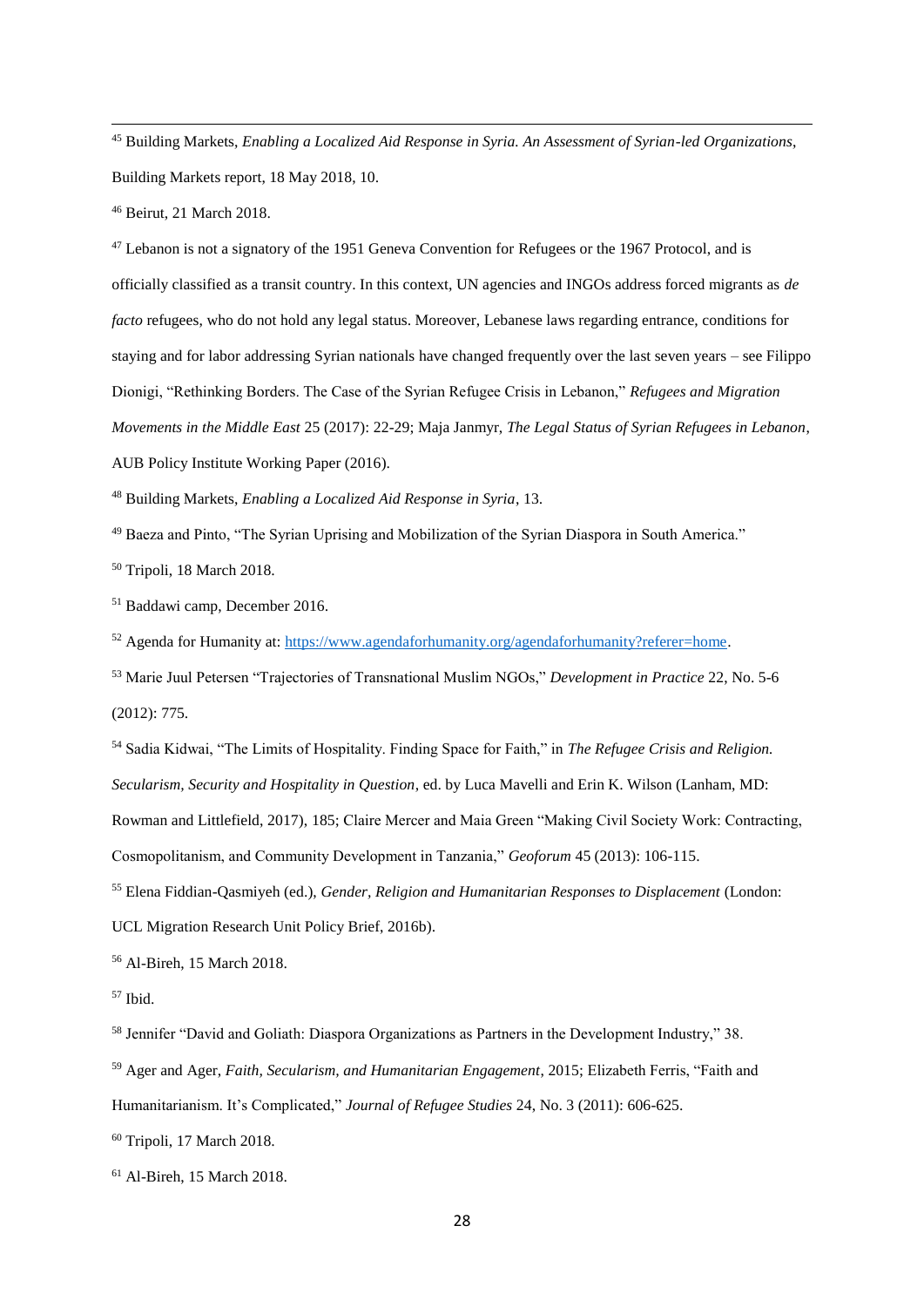[45] Building Markets, *Enabling a Localized Aid Response in Syria. An Assessment of Syrian-led Organizations*, Building Markets report, 18 May 2018, 10.

[46] Beirut, 21 March 2018.

[47] Lebanon is not a signatory of the 1951 Geneva Convention for Refugees or the 1967 Protocol, and is officially classified as a transit country. In this context, UN agencies and INGOs address forced migrants as *de facto* refugees, who do not hold any legal status. Moreover, Lebanese laws regarding entrance, conditions for staying and for labor addressing Syrian nationals have changed frequently over the last seven years – see Filippo Dionigi, "Rethinking Borders. The Case of the Syrian Refugee Crisis in Lebanon," *Refugees and Migration Movements in the Middle East* 25 (2017): 22-29; Maja Janmyr, *The Legal Status of Syrian Refugees in Lebanon*, AUB Policy Institute Working Paper (2016).

[48] Building Markets, *Enabling a Localized Aid Response in Syria*, 13.

[49] Baeza and Pinto, "The Syrian Uprising and Mobilization of the Syrian Diaspora in South America."

[50] Tripoli, 18 March 2018.

[51] Baddawi camp, December 2016.

[52] Agenda for Humanity at: [https://www.agendaforhumanity.org/agendaforhumanity?referer=home](https://www.agendaforhumanity.org/agendaforhumanity?referer=home).

[53] Marie Juul Petersen "Trajectories of Transnational Muslim NGOs," *Development in Practice* 22, No. 5-6 (2012): 775.

[54] Sadia Kidwai, "The Limits of Hospitality. Finding Space for Faith," in *The Refugee Crisis and Religion. Secularism, Security and Hospitality in Question*, ed. by Luca Mavelli and Erin K. Wilson (Lanham, MD: Rowman and Littlefield, 2017), 185; Claire Mercer and Maia Green "Making Civil Society Work: Contracting, Cosmopolitanism, and Community Development in Tanzania," *Geoforum* 45 (2013): 106-115.

[55] Elena Fiddian-Qasmiyeh (ed.), *Gender, Religion and Humanitarian Responses to Displacement* (London: UCL Migration Research Unit Policy Brief, 2016b).

[56] Al-Bireh, 15 March 2018.

[57] Ibid.

[58] Jennifer "David and Goliath: Diaspora Organizations as Partners in the Development Industry," 38.

[59] Ager and Ager, *Faith, Secularism, and Humanitarian Engagement*, 2015; Elizabeth Ferris, "Faith and Humanitarianism. It's Complicated," *Journal of Refugee Studies* 24, No. 3 (2011): 606-625.

[60] Tripoli, 17 March 2018.

[61] Al-Bireh, 15 March 2018.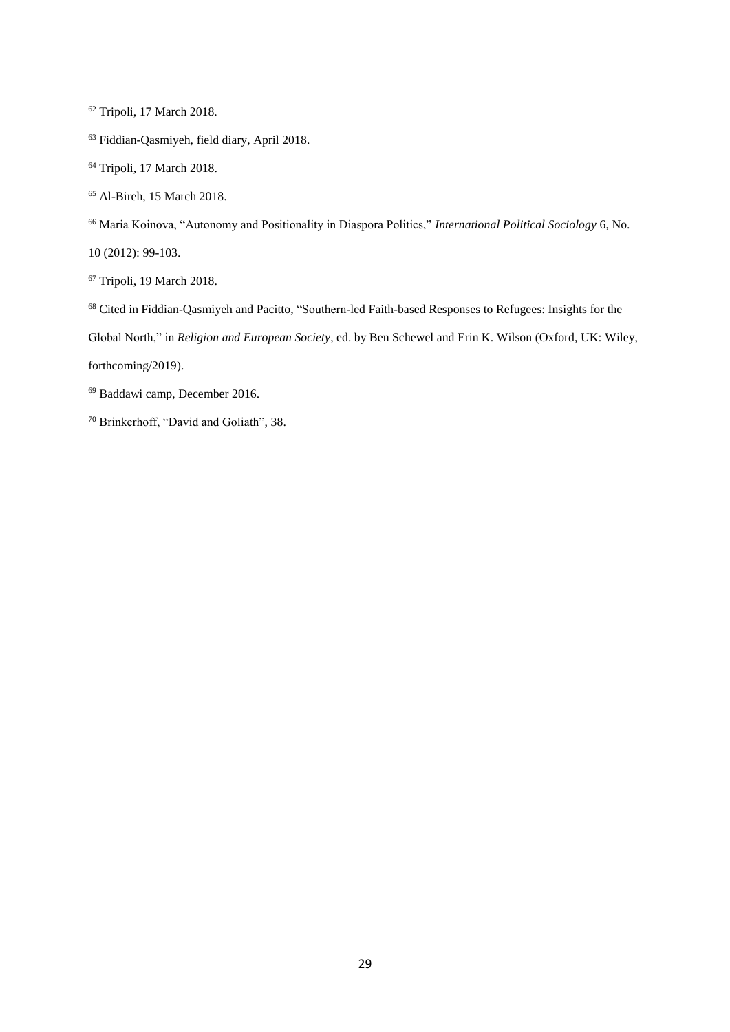[62] Tripoli, 17 March 2018.

[63] Fiddian-Qasmiyeh, field diary, April 2018.

[64] Tripoli, 17 March 2018.

[65] Al-Bireh, 15 March 2018.

[66] Maria Koinova, "Autonomy and Positionality in Diaspora Politics," *International Political Sociology* 6, No. 10 (2012): 99-103.

[67] Tripoli, 19 March 2018.

[68] Cited in Fiddian-Qasmiyeh and Pacitto, "Southern-led Faith-based Responses to Refugees: Insights for the Global North," in *Religion and European Society*, ed. by Ben Schewel and Erin K. Wilson (Oxford, UK: Wiley, forthcoming/2019).

[69] Baddawi camp, December 2016.

[70] Brinkerhoff, "David and Goliath", 38.